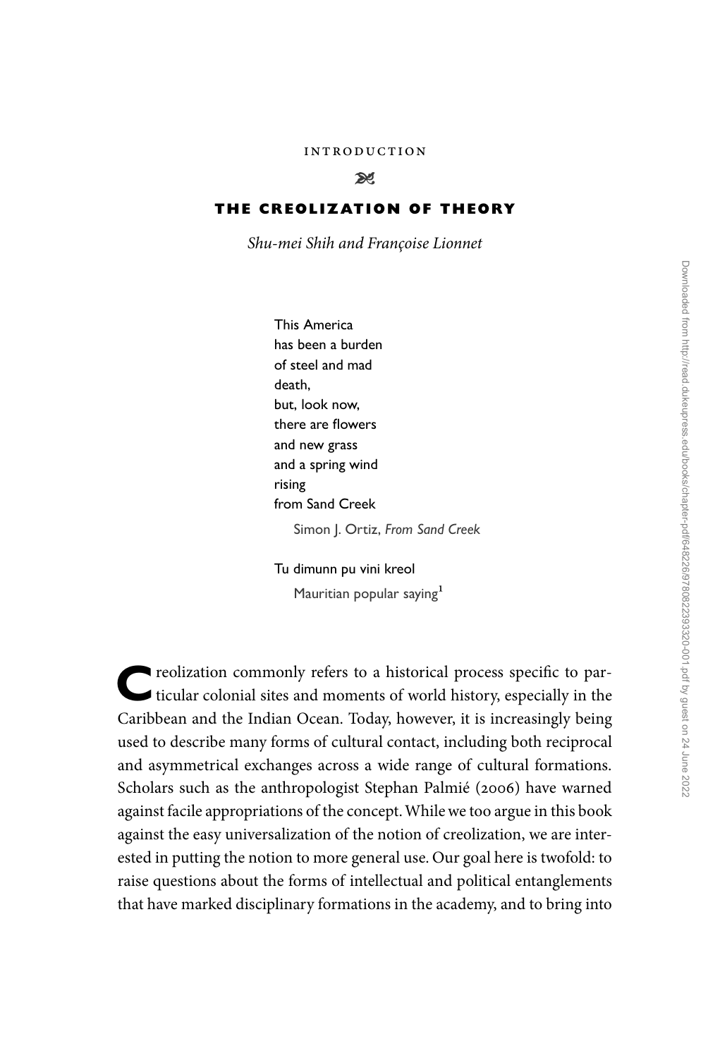INTRODUCTION

# THE CREOLIZATION OF THEORY

*Shu-mei Shih and Françoise Lionnet*

> This America
> has been a burden
> of steel and mad
> death,
> but, look now,
> there are flowers
> and new grass
> and a spring wind
> rising
> from Sand Creek
>
> Simon J. Ortiz, *From Sand Creek*

> Tu dimunn pu vini kreol
>
> Mauritian popular saying[1]

Creolization commonly refers to a historical process specific to particular colonial sites and moments of world history, especially in the Caribbean and the Indian Ocean. Today, however, it is increasingly being used to describe many forms of cultural contact, including both reciprocal and asymmetrical exchanges across a wide range of cultural formations. Scholars such as the anthropologist Stephan Palmié (2006) have warned against facile appropriations of the concept. While we too argue in this book against the easy universalization of the notion of creolization, we are interested in putting the notion to more general use. Our goal here is twofold: to raise questions about the forms of intellectual and political entanglements that have marked disciplinary formations in the academy, and to bring into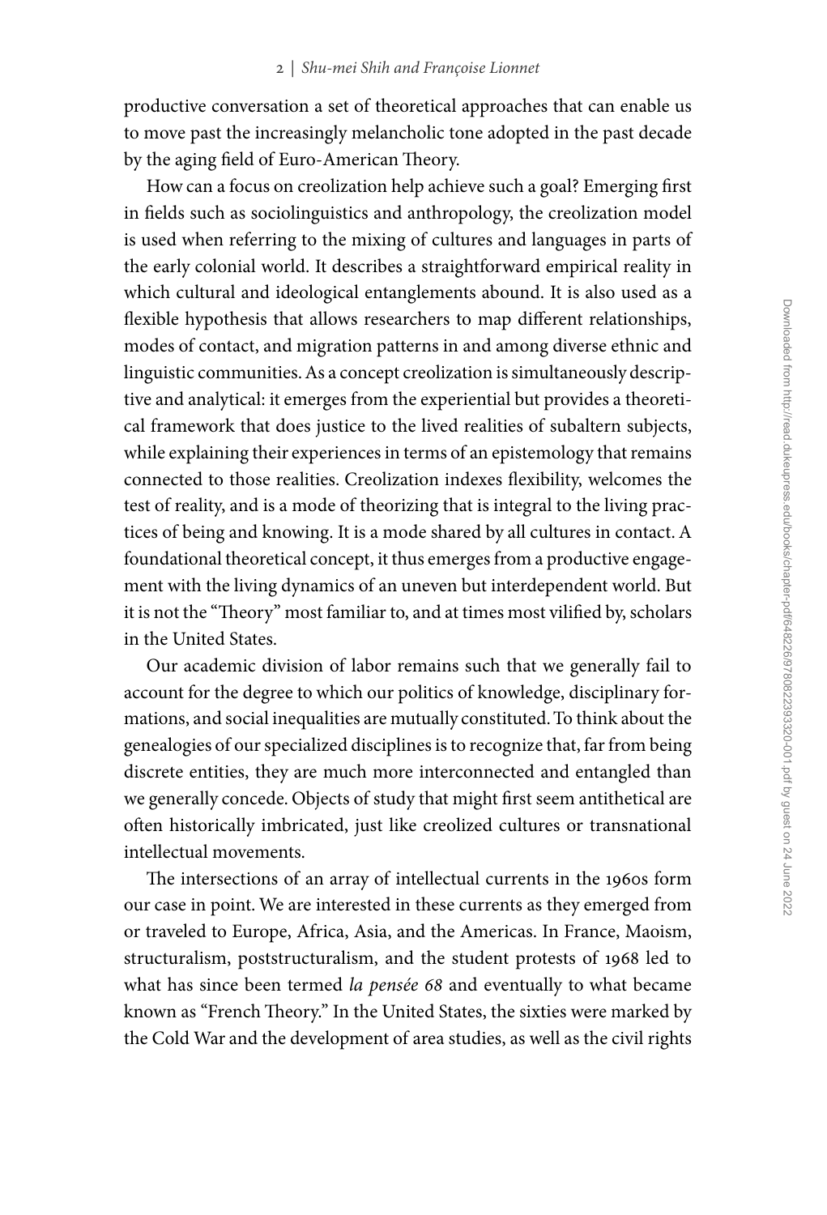productive conversation a set of theoretical approaches that can enable us to move past the increasingly melancholic tone adopted in the past decade by the aging field of Euro-American Theory.

How can a focus on creolization help achieve such a goal? Emerging first in fields such as sociolinguistics and anthropology, the creolization model is used when referring to the mixing of cultures and languages in parts of the early colonial world. It describes a straightforward empirical reality in which cultural and ideological entanglements abound. It is also used as a flexible hypothesis that allows researchers to map different relationships, modes of contact, and migration patterns in and among diverse ethnic and linguistic communities. As a concept creolization is simultaneously descriptive and analytical: it emerges from the experiential but provides a theoretical framework that does justice to the lived realities of subaltern subjects, while explaining their experiences in terms of an epistemology that remains connected to those realities. Creolization indexes flexibility, welcomes the test of reality, and is a mode of theorizing that is integral to the living practices of being and knowing. It is a mode shared by all cultures in contact. A foundational theoretical concept, it thus emerges from a productive engagement with the living dynamics of an uneven but interdependent world. But it is not the "Theory" most familiar to, and at times most vilified by, scholars in the United States.

Our academic division of labor remains such that we generally fail to account for the degree to which our politics of knowledge, disciplinary formations, and social inequalities are mutually constituted. To think about the genealogies of our specialized disciplines is to recognize that, far from being discrete entities, they are much more interconnected and entangled than we generally concede. Objects of study that might first seem antithetical are often historically imbricated, just like creolized cultures or transnational intellectual movements.

The intersections of an array of intellectual currents in the 1960s form our case in point. We are interested in these currents as they emerged from or traveled to Europe, Africa, Asia, and the Americas. In France, Maoism, structuralism, poststructuralism, and the student protests of 1968 led to what has since been termed *la pensée 68* and eventually to what became known as "French Theory." In the United States, the sixties were marked by the Cold War and the development of area studies, as well as the civil rights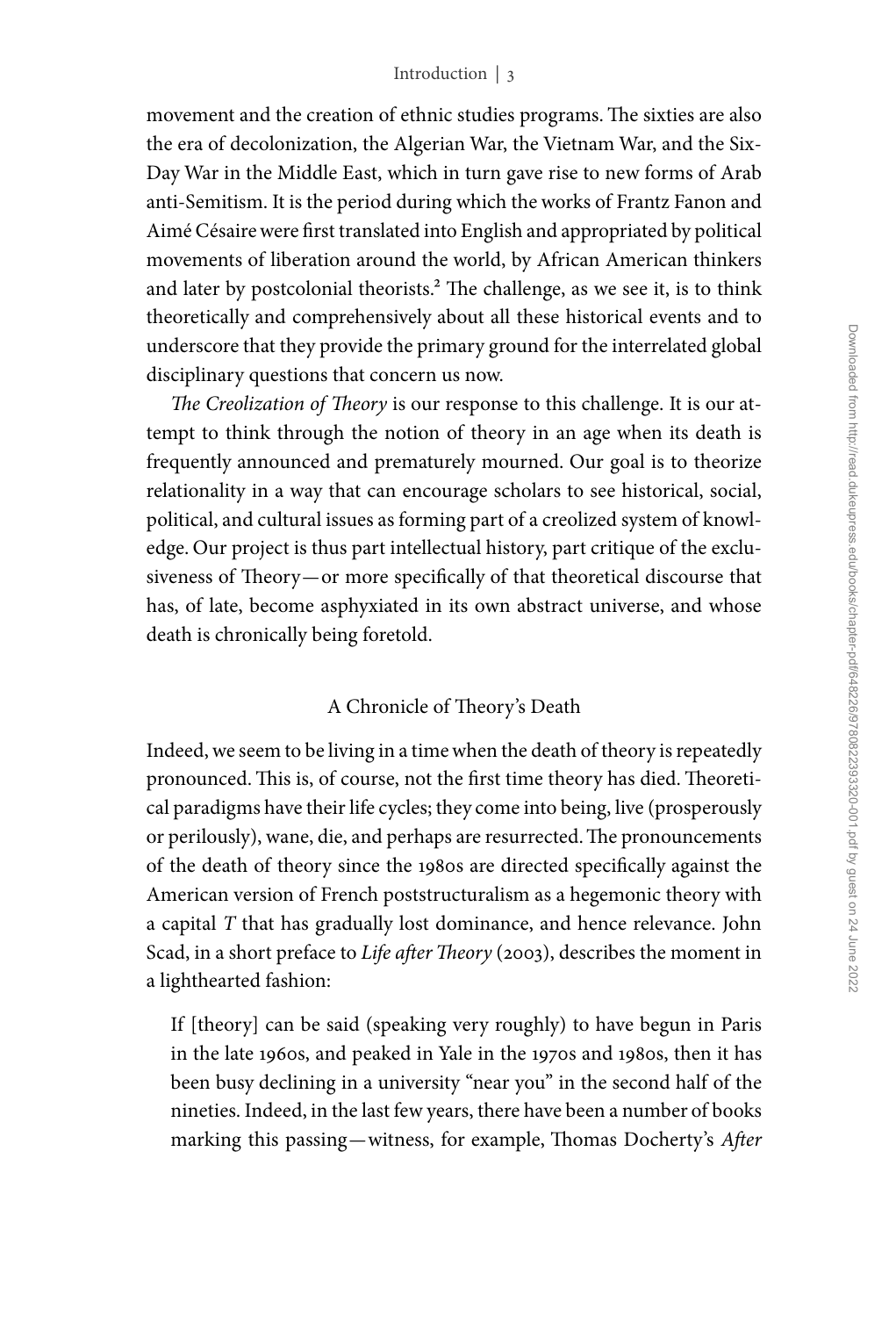movement and the creation of ethnic studies programs. The sixties are also the era of decolonization, the Algerian War, the Vietnam War, and the Six-Day War in the Middle East, which in turn gave rise to new forms of Arab anti-Semitism. It is the period during which the works of Frantz Fanon and Aimé Césaire were first translated into English and appropriated by political movements of liberation around the world, by African American thinkers and later by postcolonial theorists.[2] The challenge, as we see it, is to think theoretically and comprehensively about all these historical events and to underscore that they provide the primary ground for the interrelated global disciplinary questions that concern us now.

*The Creolization of Theory* is our response to this challenge. It is our attempt to think through the notion of theory in an age when its death is frequently announced and prematurely mourned. Our goal is to theorize relationality in a way that can encourage scholars to see historical, social, political, and cultural issues as forming part of a creolized system of knowledge. Our project is thus part intellectual history, part critique of the exclusiveness of Theory—or more specifically of that theoretical discourse that has, of late, become asphyxiated in its own abstract universe, and whose death is chronically being foretold.

## A Chronicle of Theory's Death

Indeed, we seem to be living in a time when the death of theory is repeatedly pronounced. This is, of course, not the first time theory has died. Theoretical paradigms have their life cycles; they come into being, live (prosperously or perilously), wane, die, and perhaps are resurrected. The pronouncements of the death of theory since the 1980s are directed specifically against the American version of French poststructuralism as a hegemonic theory with a capital *T* that has gradually lost dominance, and hence relevance. John Scad, in a short preface to *Life after Theory* (2003), describes the moment in a lighthearted fashion:

> If [theory] can be said (speaking very roughly) to have begun in Paris in the late 1960s, and peaked in Yale in the 1970s and 1980s, then it has been busy declining in a university "near you" in the second half of the nineties. Indeed, in the last few years, there have been a number of books marking this passing—witness, for example, Thomas Docherty's *After*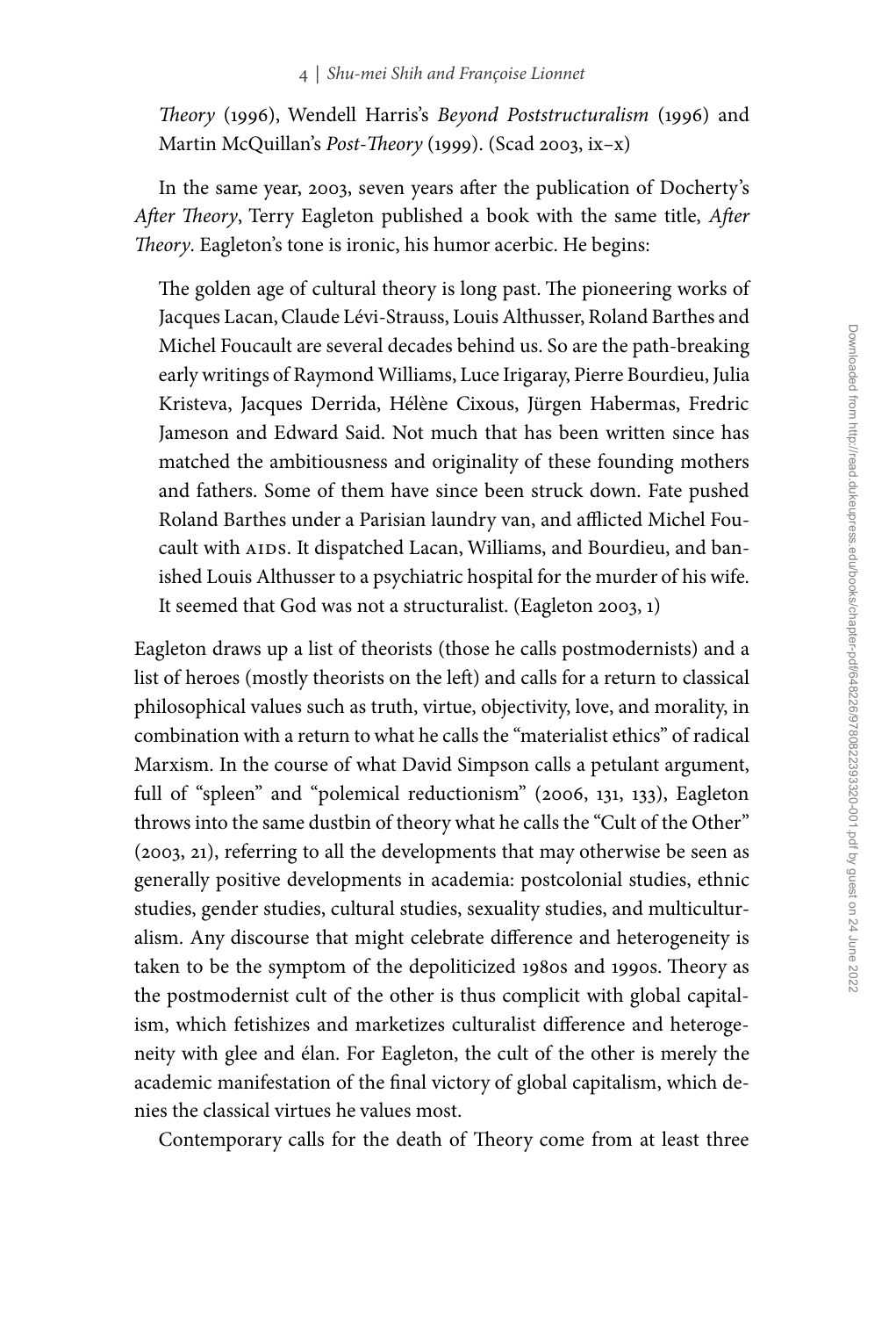*Theory* (1996), Wendell Harris's *Beyond Poststructuralism* (1996) and Martin McQuillan's *Post-Theory* (1999). (Scad 2003, ix–x)

In the same year, 2003, seven years after the publication of Docherty's *After Theory*, Terry Eagleton published a book with the same title, *After Theory*. Eagleton's tone is ironic, his humor acerbic. He begins:

> The golden age of cultural theory is long past. The pioneering works of Jacques Lacan, Claude Lévi-Strauss, Louis Althusser, Roland Barthes and Michel Foucault are several decades behind us. So are the path-breaking early writings of Raymond Williams, Luce Irigaray, Pierre Bourdieu, Julia Kristeva, Jacques Derrida, Hélène Cixous, Jürgen Habermas, Fredric Jameson and Edward Said. Not much that has been written since has matched the ambitiousness and originality of these founding mothers and fathers. Some of them have since been struck down. Fate pushed Roland Barthes under a Parisian laundry van, and afflicted Michel Foucault with AIDS. It dispatched Lacan, Williams, and Bourdieu, and banished Louis Althusser to a psychiatric hospital for the murder of his wife. It seemed that God was not a structuralist. (Eagleton 2003, 1)

Eagleton draws up a list of theorists (those he calls postmodernists) and a list of heroes (mostly theorists on the left) and calls for a return to classical philosophical values such as truth, virtue, objectivity, love, and morality, in combination with a return to what he calls the "materialist ethics" of radical Marxism. In the course of what David Simpson calls a petulant argument, full of "spleen" and "polemical reductionism" (2006, 131, 133), Eagleton throws into the same dustbin of theory what he calls the "Cult of the Other" (2003, 21), referring to all the developments that may otherwise be seen as generally positive developments in academia: postcolonial studies, ethnic studies, gender studies, cultural studies, sexuality studies, and multiculturalism. Any discourse that might celebrate difference and heterogeneity is taken to be the symptom of the depoliticized 1980s and 1990s. Theory as the postmodernist cult of the other is thus complicit with global capitalism, which fetishizes and marketizes culturalist difference and heterogeneity with glee and élan. For Eagleton, the cult of the other is merely the academic manifestation of the final victory of global capitalism, which denies the classical virtues he values most.

Contemporary calls for the death of Theory come from at least three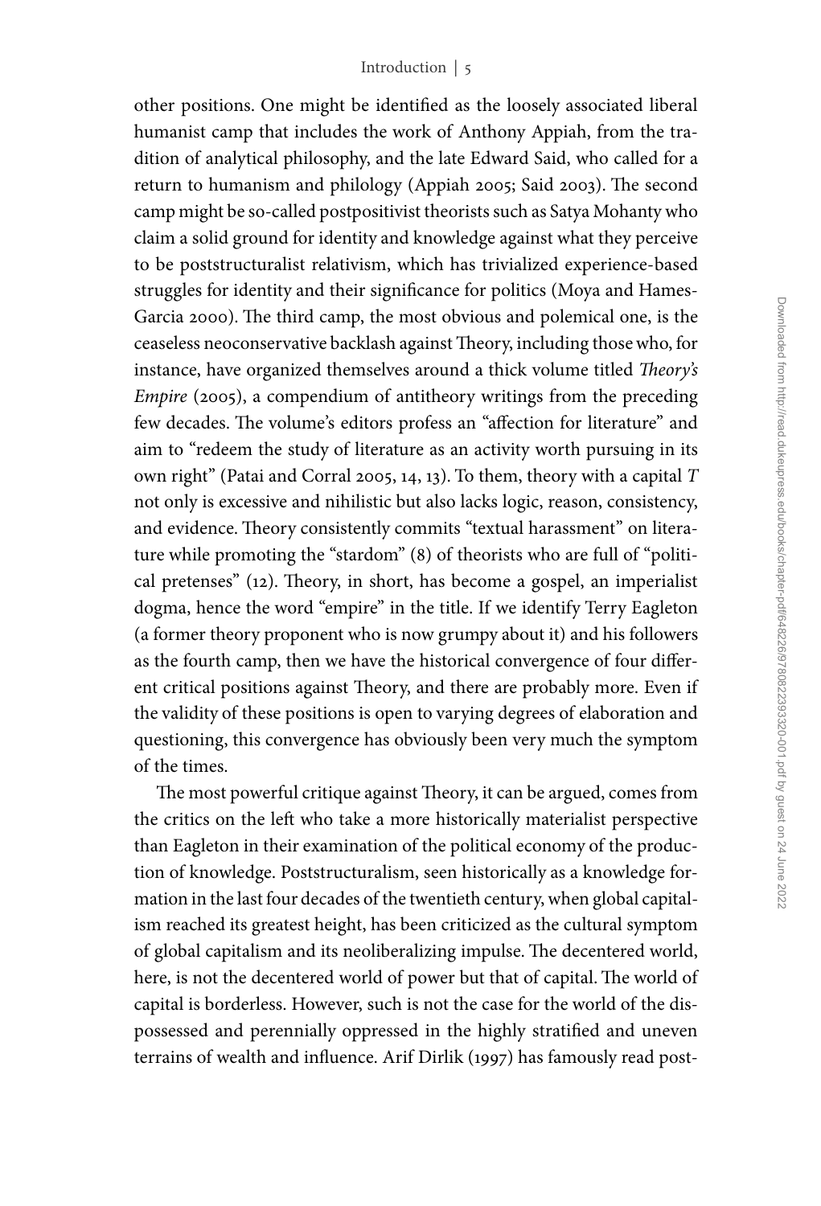other positions. One might be identified as the loosely associated liberal humanist camp that includes the work of Anthony Appiah, from the tradition of analytical philosophy, and the late Edward Said, who called for a return to humanism and philology (Appiah 2005; Said 2003). The second camp might be so-called postpositivist theorists such as Satya Mohanty who claim a solid ground for identity and knowledge against what they perceive to be poststructuralist relativism, which has trivialized experience-based struggles for identity and their significance for politics (Moya and Hames-Garcia 2000). The third camp, the most obvious and polemical one, is the ceaseless neoconservative backlash against Theory, including those who, for instance, have organized themselves around a thick volume titled *Theory's Empire* (2005), a compendium of antitheory writings from the preceding few decades. The volume's editors profess an "affection for literature" and aim to "redeem the study of literature as an activity worth pursuing in its own right" (Patai and Corral 2005, 14, 13). To them, theory with a capital *T* not only is excessive and nihilistic but also lacks logic, reason, consistency, and evidence. Theory consistently commits "textual harassment" on literature while promoting the "stardom" (8) of theorists who are full of "political pretenses" (12). Theory, in short, has become a gospel, an imperialist dogma, hence the word "empire" in the title. If we identify Terry Eagleton (a former theory proponent who is now grumpy about it) and his followers as the fourth camp, then we have the historical convergence of four different critical positions against Theory, and there are probably more. Even if the validity of these positions is open to varying degrees of elaboration and questioning, this convergence has obviously been very much the symptom of the times.

The most powerful critique against Theory, it can be argued, comes from the critics on the left who take a more historically materialist perspective than Eagleton in their examination of the political economy of the production of knowledge. Poststructuralism, seen historically as a knowledge formation in the last four decades of the twentieth century, when global capitalism reached its greatest height, has been criticized as the cultural symptom of global capitalism and its neoliberalizing impulse. The decentered world, here, is not the decentered world of power but that of capital. The world of capital is borderless. However, such is not the case for the world of the dispossessed and perennially oppressed in the highly stratified and uneven terrains of wealth and influence. Arif Dirlik (1997) has famously read post-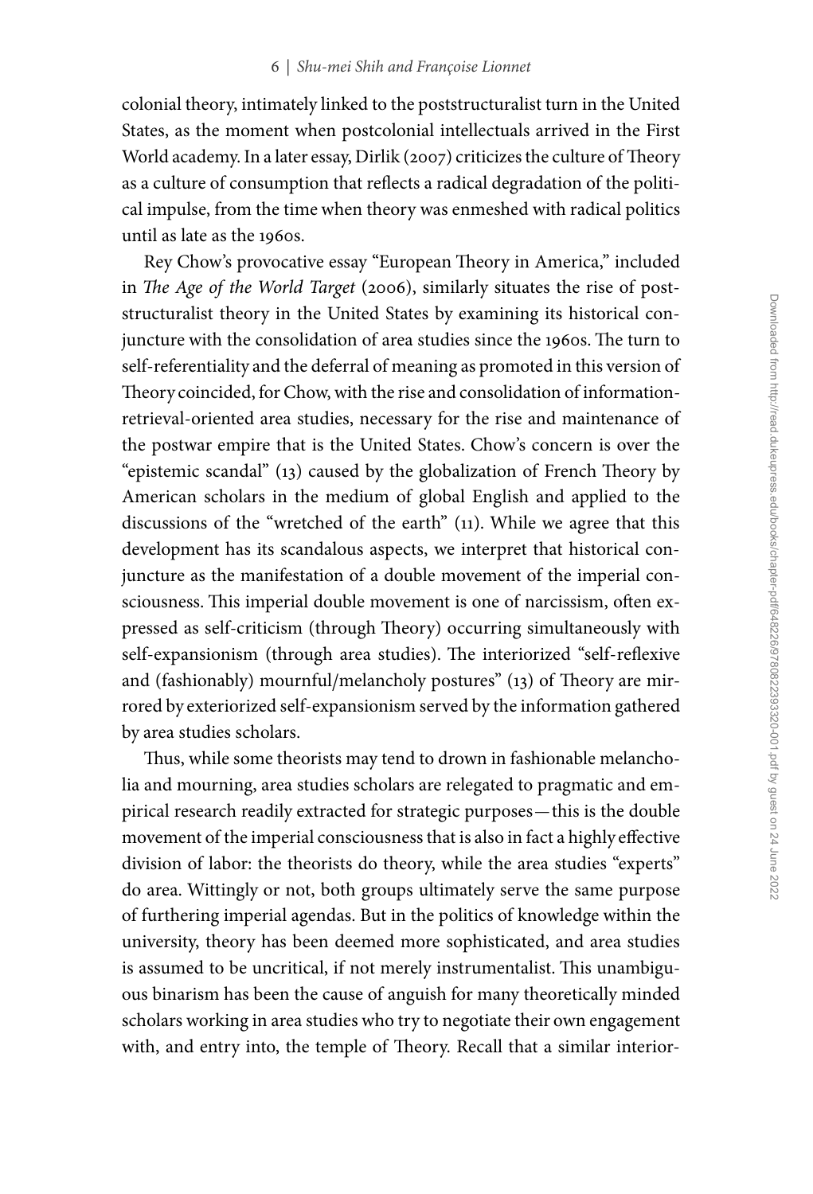colonial theory, intimately linked to the poststructuralist turn in the United States, as the moment when postcolonial intellectuals arrived in the First World academy. In a later essay, Dirlik (2007) criticizes the culture of Theory as a culture of consumption that reflects a radical degradation of the political impulse, from the time when theory was enmeshed with radical politics until as late as the 1960s.

Rey Chow's provocative essay "European Theory in America," included in *The Age of the World Target* (2006), similarly situates the rise of poststructuralist theory in the United States by examining its historical conjuncture with the consolidation of area studies since the 1960s. The turn to self-referentiality and the deferral of meaning as promoted in this version of Theory coincided, for Chow, with the rise and consolidation of information-retrieval-oriented area studies, necessary for the rise and maintenance of the postwar empire that is the United States. Chow's concern is over the "epistemic scandal" (13) caused by the globalization of French Theory by American scholars in the medium of global English and applied to the discussions of the "wretched of the earth" (11). While we agree that this development has its scandalous aspects, we interpret that historical conjuncture as the manifestation of a double movement of the imperial consciousness. This imperial double movement is one of narcissism, often expressed as self-criticism (through Theory) occurring simultaneously with self-expansionism (through area studies). The interiorized "self-reflexive and (fashionably) mournful/melancholy postures" (13) of Theory are mirrored by exteriorized self-expansionism served by the information gathered by area studies scholars.

Thus, while some theorists may tend to drown in fashionable melancholia and mourning, area studies scholars are relegated to pragmatic and empirical research readily extracted for strategic purposes—this is the double movement of the imperial consciousness that is also in fact a highly effective division of labor: the theorists do theory, while the area studies "experts" do area. Wittingly or not, both groups ultimately serve the same purpose of furthering imperial agendas. But in the politics of knowledge within the university, theory has been deemed more sophisticated, and area studies is assumed to be uncritical, if not merely instrumentalist. This unambiguous binarism has been the cause of anguish for many theoretically minded scholars working in area studies who try to negotiate their own engagement with, and entry into, the temple of Theory. Recall that a similar interior-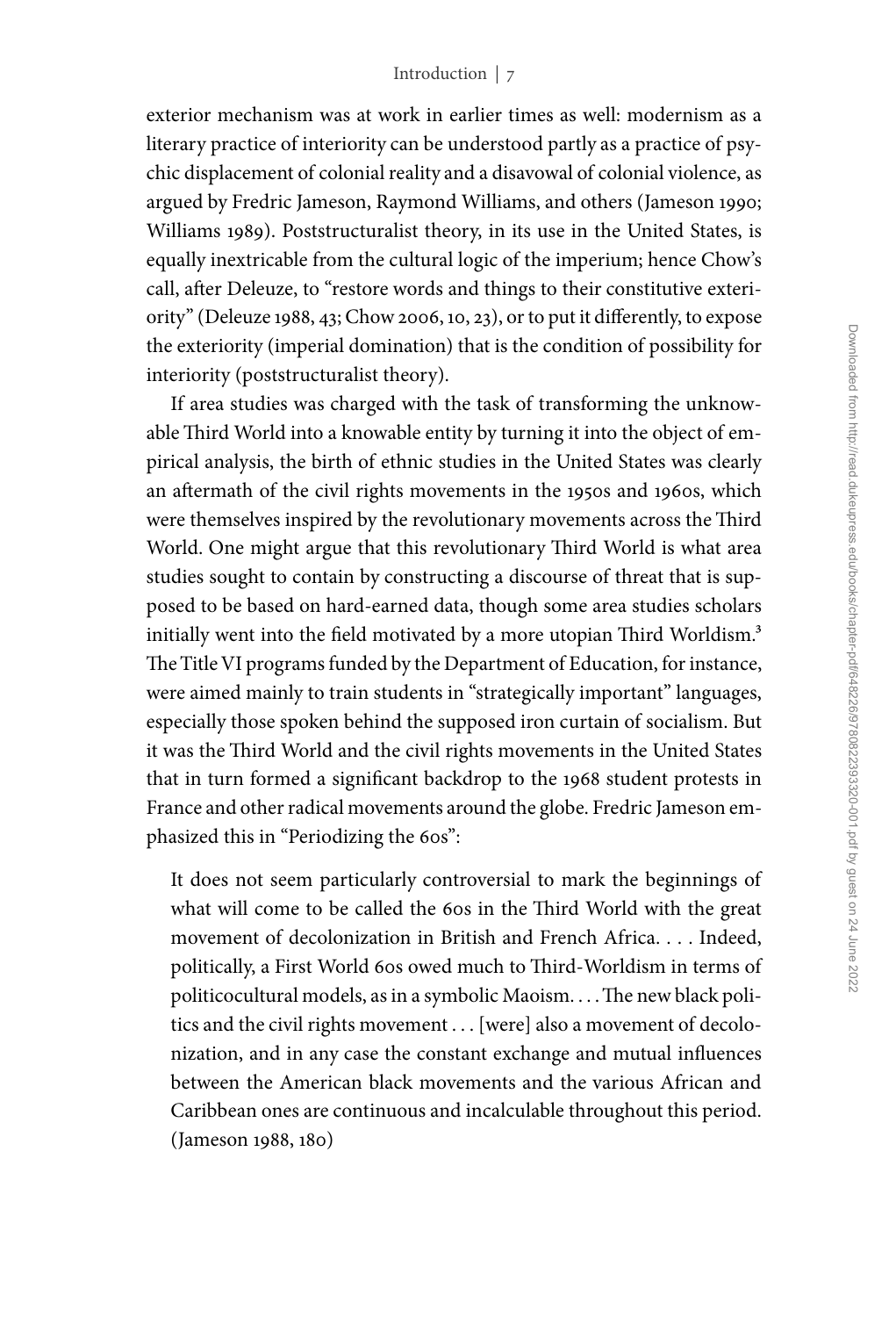exterior mechanism was at work in earlier times as well: modernism as a literary practice of interiority can be understood partly as a practice of psychic displacement of colonial reality and a disavowal of colonial violence, as argued by Fredric Jameson, Raymond Williams, and others (Jameson 1990; Williams 1989). Poststructuralist theory, in its use in the United States, is equally inextricable from the cultural logic of the imperium; hence Chow's call, after Deleuze, to "restore words and things to their constitutive exteriority" (Deleuze 1988, 43; Chow 2006, 10, 23), or to put it differently, to expose the exteriority (imperial domination) that is the condition of possibility for interiority (poststructuralist theory).

If area studies was charged with the task of transforming the unknowable Third World into a knowable entity by turning it into the object of empirical analysis, the birth of ethnic studies in the United States was clearly an aftermath of the civil rights movements in the 1950s and 1960s, which were themselves inspired by the revolutionary movements across the Third World. One might argue that this revolutionary Third World is what area studies sought to contain by constructing a discourse of threat that is supposed to be based on hard-earned data, though some area studies scholars initially went into the field motivated by a more utopian Third Worldism.[3] The Title VI programs funded by the Department of Education, for instance, were aimed mainly to train students in "strategically important" languages, especially those spoken behind the supposed iron curtain of socialism. But it was the Third World and the civil rights movements in the United States that in turn formed a significant backdrop to the 1968 student protests in France and other radical movements around the globe. Fredric Jameson emphasized this in "Periodizing the 60s":

> It does not seem particularly controversial to mark the beginnings of what will come to be called the 60s in the Third World with the great movement of decolonization in British and French Africa. . . . Indeed, politically, a First World 60s owed much to Third-Worldism in terms of politicocultural models, as in a symbolic Maoism. . . . The new black politics and the civil rights movement . . . [were] also a movement of decolonization, and in any case the constant exchange and mutual influences between the American black movements and the various African and Caribbean ones are continuous and incalculable throughout this period. (Jameson 1988, 180)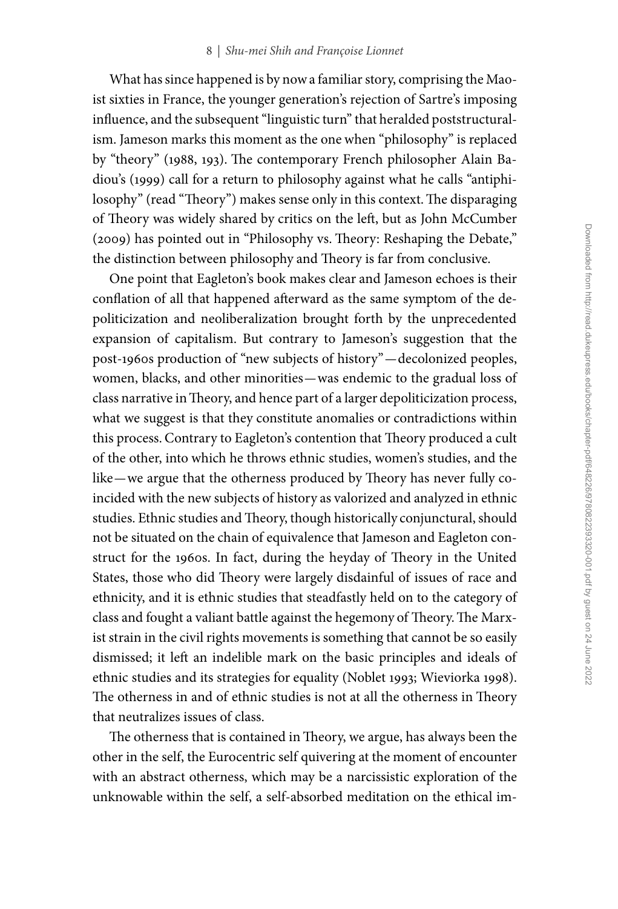What has since happened is by now a familiar story, comprising the Maoist sixties in France, the younger generation's rejection of Sartre's imposing influence, and the subsequent "linguistic turn" that heralded poststructuralism. Jameson marks this moment as the one when "philosophy" is replaced by "theory" (1988, 193). The contemporary French philosopher Alain Badiou's (1999) call for a return to philosophy against what he calls "antiphilosophy" (read "Theory") makes sense only in this context. The disparaging of Theory was widely shared by critics on the left, but as John McCumber (2009) has pointed out in "Philosophy vs. Theory: Reshaping the Debate," the distinction between philosophy and Theory is far from conclusive.

One point that Eagleton's book makes clear and Jameson echoes is their conflation of all that happened afterward as the same symptom of the depoliticization and neoliberalization brought forth by the unprecedented expansion of capitalism. But contrary to Jameson's suggestion that the post-1960s production of "new subjects of history"—decolonized peoples, women, blacks, and other minorities—was endemic to the gradual loss of class narrative in Theory, and hence part of a larger depoliticization process, what we suggest is that they constitute anomalies or contradictions within this process. Contrary to Eagleton's contention that Theory produced a cult of the other, into which he throws ethnic studies, women's studies, and the like—we argue that the otherness produced by Theory has never fully coincided with the new subjects of history as valorized and analyzed in ethnic studies. Ethnic studies and Theory, though historically conjunctural, should not be situated on the chain of equivalence that Jameson and Eagleton construct for the 1960s. In fact, during the heyday of Theory in the United States, those who did Theory were largely disdainful of issues of race and ethnicity, and it is ethnic studies that steadfastly held on to the category of class and fought a valiant battle against the hegemony of Theory. The Marxist strain in the civil rights movements is something that cannot be so easily dismissed; it left an indelible mark on the basic principles and ideals of ethnic studies and its strategies for equality (Noblet 1993; Wieviorka 1998). The otherness in and of ethnic studies is not at all the otherness in Theory that neutralizes issues of class.

The otherness that is contained in Theory, we argue, has always been the other in the self, the Eurocentric self quivering at the moment of encounter with an abstract otherness, which may be a narcissistic exploration of the unknowable within the self, a self-absorbed meditation on the ethical im-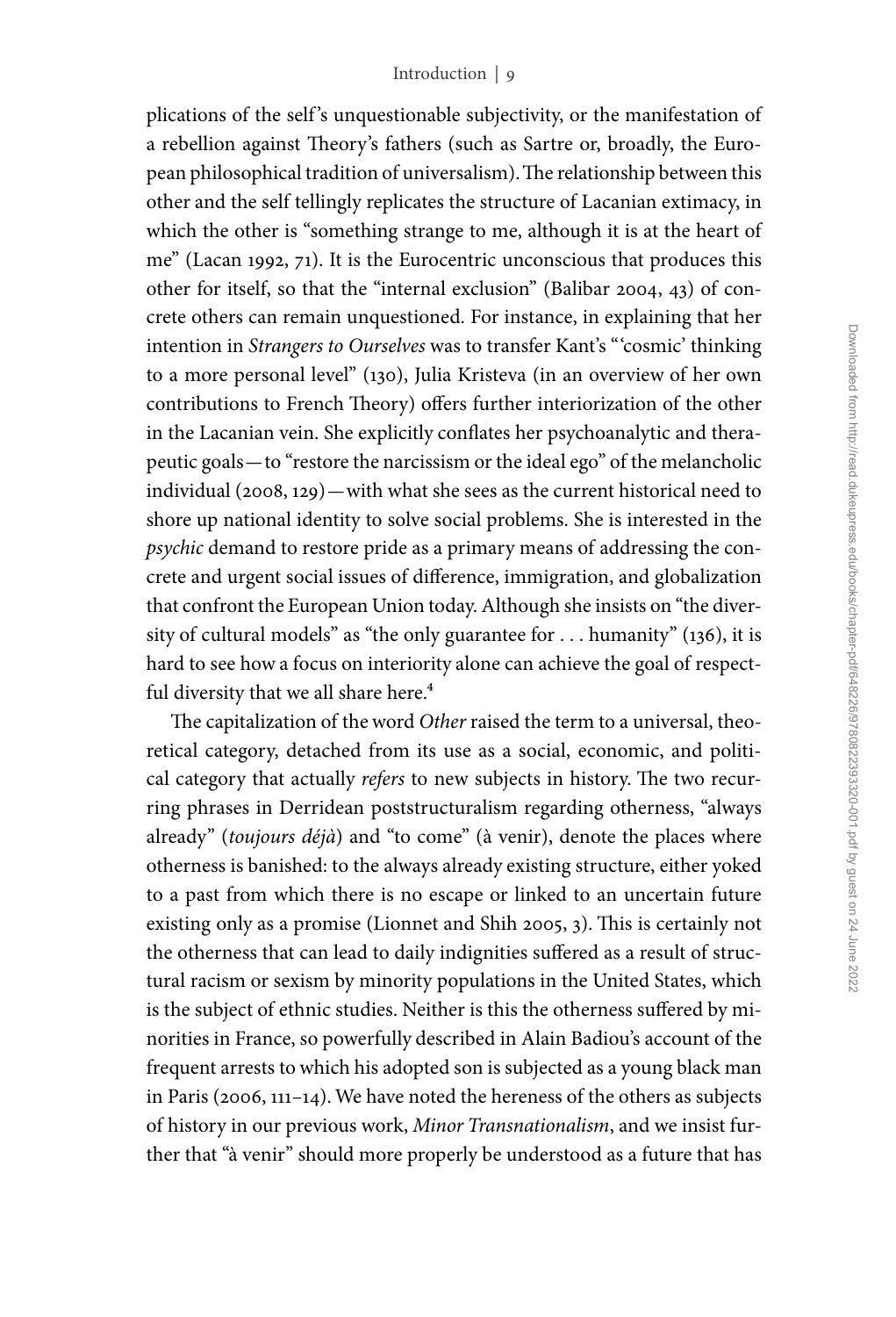plications of the self's unquestionable subjectivity, or the manifestation of a rebellion against Theory's fathers (such as Sartre or, broadly, the European philosophical tradition of universalism). The relationship between this other and the self tellingly replicates the structure of Lacanian extimacy, in which the other is "something strange to me, although it is at the heart of me" (Lacan 1992, 71). It is the Eurocentric unconscious that produces this other for itself, so that the "internal exclusion" (Balibar 2004, 43) of concrete others can remain unquestioned. For instance, in explaining that her intention in *Strangers to Ourselves* was to transfer Kant's "'cosmic' thinking to a more personal level" (130), Julia Kristeva (in an overview of her own contributions to French Theory) offers further interiorization of the other in the Lacanian vein. She explicitly conflates her psychoanalytic and therapeutic goals—to "restore the narcissism or the ideal ego" of the melancholic individual (2008, 129)—with what she sees as the current historical need to shore up national identity to solve social problems. She is interested in the *psychic* demand to restore pride as a primary means of addressing the concrete and urgent social issues of difference, immigration, and globalization that confront the European Union today. Although she insists on "the diversity of cultural models" as "the only guarantee for . . . humanity" (136), it is hard to see how a focus on interiority alone can achieve the goal of respectful diversity that we all share here.[4]

The capitalization of the word *Other* raised the term to a universal, theoretical category, detached from its use as a social, economic, and political category that actually *refers* to new subjects in history. The two recurring phrases in Derridean poststructuralism regarding otherness, "always already" (*toujours déjà*) and "to come" (à venir), denote the places where otherness is banished: to the always already existing structure, either yoked to a past from which there is no escape or linked to an uncertain future existing only as a promise (Lionnet and Shih 2005, 3). This is certainly not the otherness that can lead to daily indignities suffered as a result of structural racism or sexism by minority populations in the United States, which is the subject of ethnic studies. Neither is this the otherness suffered by minorities in France, so powerfully described in Alain Badiou's account of the frequent arrests to which his adopted son is subjected as a young black man in Paris (2006, 111–14). We have noted the hereness of the others as subjects of history in our previous work, *Minor Transnationalism*, and we insist further that "à venir" should more properly be understood as a future that has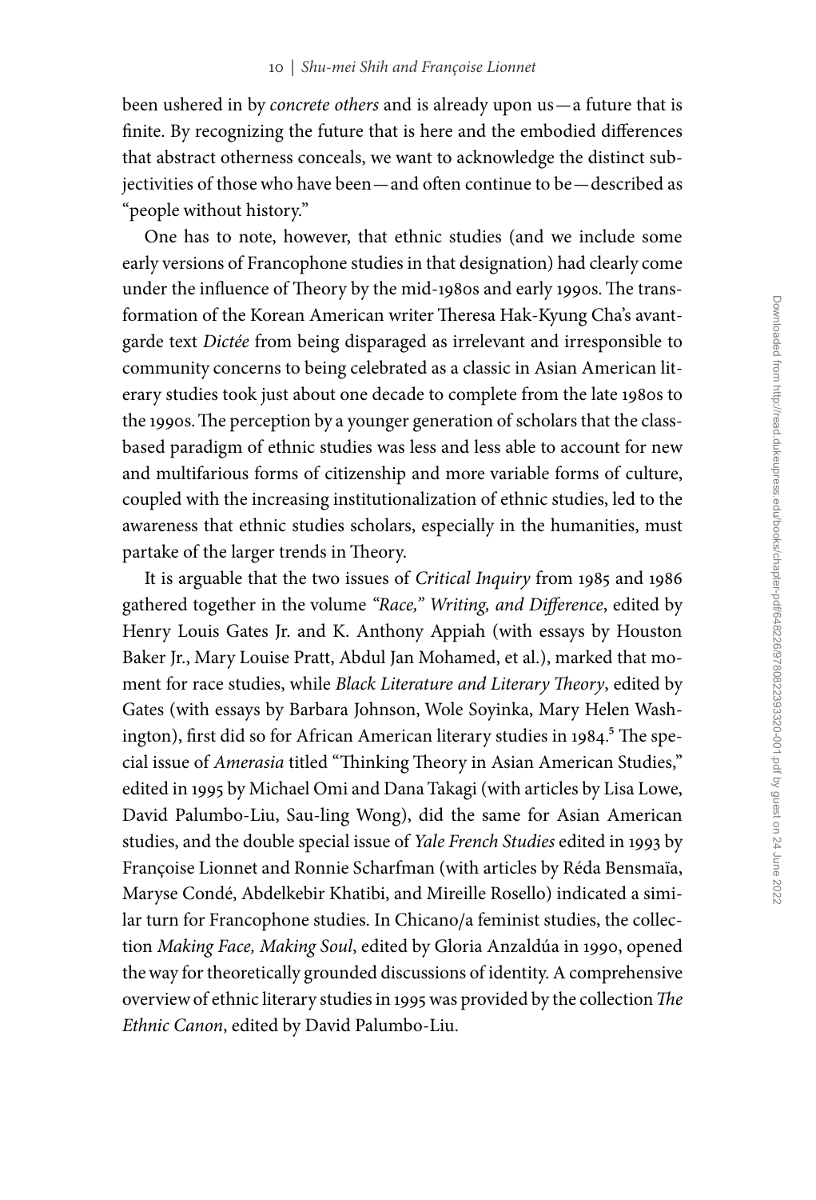been ushered in by *concrete others* and is already upon us—a future that is finite. By recognizing the future that is here and the embodied differences that abstract otherness conceals, we want to acknowledge the distinct subjectivities of those who have been—and often continue to be—described as "people without history."

One has to note, however, that ethnic studies (and we include some early versions of Francophone studies in that designation) had clearly come under the influence of Theory by the mid-1980s and early 1990s. The transformation of the Korean American writer Theresa Hak-Kyung Cha's avant-garde text *Dictée* from being disparaged as irrelevant and irresponsible to community concerns to being celebrated as a classic in Asian American literary studies took just about one decade to complete from the late 1980s to the 1990s. The perception by a younger generation of scholars that the class-based paradigm of ethnic studies was less and less able to account for new and multifarious forms of citizenship and more variable forms of culture, coupled with the increasing institutionalization of ethnic studies, led to the awareness that ethnic studies scholars, especially in the humanities, must partake of the larger trends in Theory.

It is arguable that the two issues of *Critical Inquiry* from 1985 and 1986 gathered together in the volume *"Race," Writing, and Difference*, edited by Henry Louis Gates Jr. and K. Anthony Appiah (with essays by Houston Baker Jr., Mary Louise Pratt, Abdul Jan Mohamed, et al.), marked that moment for race studies, while *Black Literature and Literary Theory*, edited by Gates (with essays by Barbara Johnson, Wole Soyinka, Mary Helen Washington), first did so for African American literary studies in 1984.[5] The special issue of *Amerasia* titled "Thinking Theory in Asian American Studies," edited in 1995 by Michael Omi and Dana Takagi (with articles by Lisa Lowe, David Palumbo-Liu, Sau-ling Wong), did the same for Asian American studies, and the double special issue of *Yale French Studies* edited in 1993 by Françoise Lionnet and Ronnie Scharfman (with articles by Réda Bensmaïa, Maryse Condé, Abdelkebir Khatibi, and Mireille Rosello) indicated a similar turn for Francophone studies. In Chicano/a feminist studies, the collection *Making Face, Making Soul*, edited by Gloria Anzaldúa in 1990, opened the way for theoretically grounded discussions of identity. A comprehensive overview of ethnic literary studies in 1995 was provided by the collection *The Ethnic Canon*, edited by David Palumbo-Liu.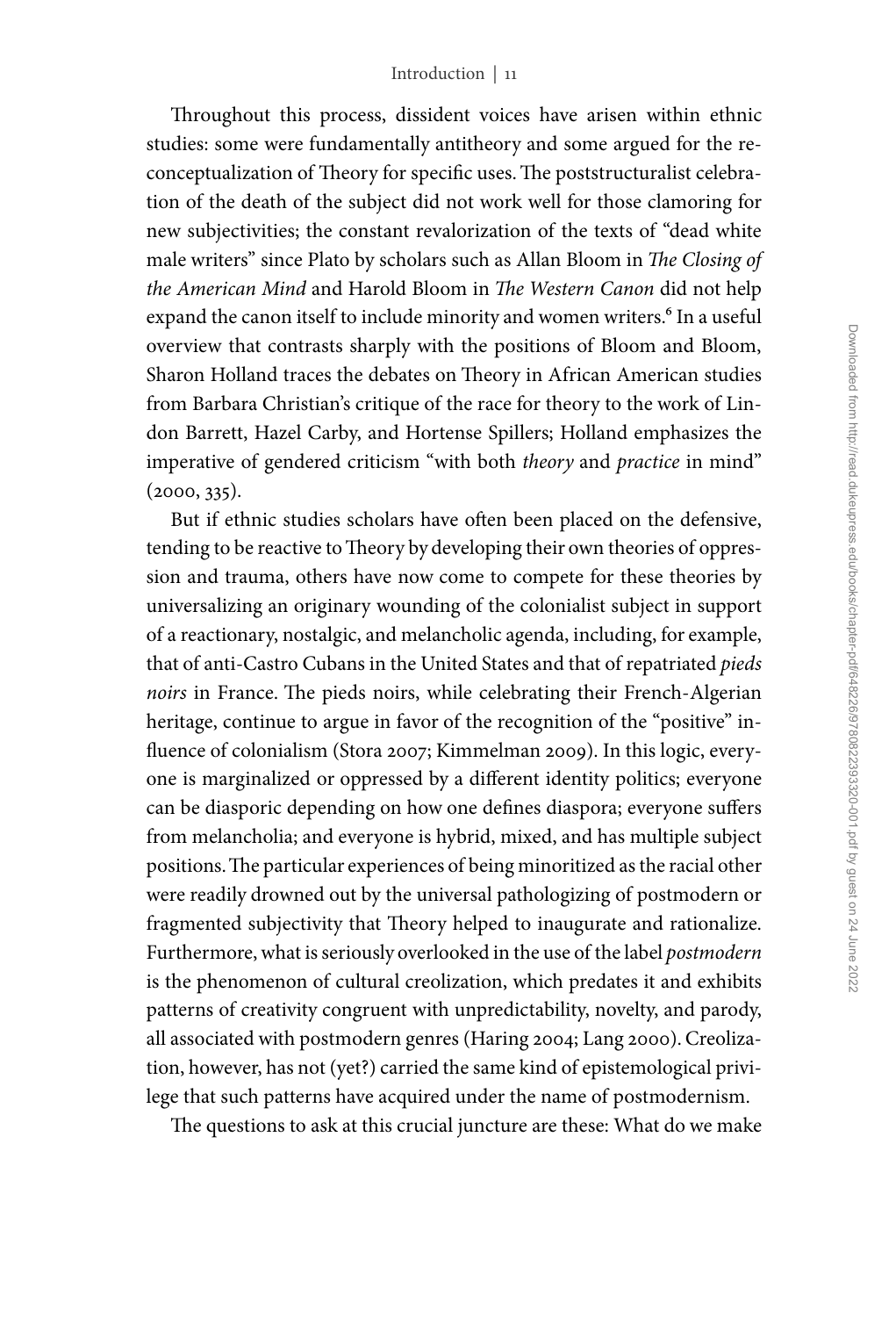Throughout this process, dissident voices have arisen within ethnic studies: some were fundamentally antitheory and some argued for the reconceptualization of Theory for specific uses. The poststructuralist celebration of the death of the subject did not work well for those clamoring for new subjectivities; the constant revalorization of the texts of "dead white male writers" since Plato by scholars such as Allan Bloom in *The Closing of the American Mind* and Harold Bloom in *The Western Canon* did not help expand the canon itself to include minority and women writers.[6] In a useful overview that contrasts sharply with the positions of Bloom and Bloom, Sharon Holland traces the debates on Theory in African American studies from Barbara Christian's critique of the race for theory to the work of Lindon Barrett, Hazel Carby, and Hortense Spillers; Holland emphasizes the imperative of gendered criticism "with both *theory* and *practice* in mind" (2000, 335).

But if ethnic studies scholars have often been placed on the defensive, tending to be reactive to Theory by developing their own theories of oppression and trauma, others have now come to compete for these theories by universalizing an originary wounding of the colonialist subject in support of a reactionary, nostalgic, and melancholic agenda, including, for example, that of anti-Castro Cubans in the United States and that of repatriated *pieds noirs* in France. The pieds noirs, while celebrating their French-Algerian heritage, continue to argue in favor of the recognition of the "positive" influence of colonialism (Stora 2007; Kimmelman 2009). In this logic, everyone is marginalized or oppressed by a different identity politics; everyone can be diasporic depending on how one defines diaspora; everyone suffers from melancholia; and everyone is hybrid, mixed, and has multiple subject positions. The particular experiences of being minoritized as the racial other were readily drowned out by the universal pathologizing of postmodern or fragmented subjectivity that Theory helped to inaugurate and rationalize. Furthermore, what is seriously overlooked in the use of the label *postmodern* is the phenomenon of cultural creolization, which predates it and exhibits patterns of creativity congruent with unpredictability, novelty, and parody, all associated with postmodern genres (Haring 2004; Lang 2000). Creolization, however, has not (yet?) carried the same kind of epistemological privilege that such patterns have acquired under the name of postmodernism.

The questions to ask at this crucial juncture are these: What do we make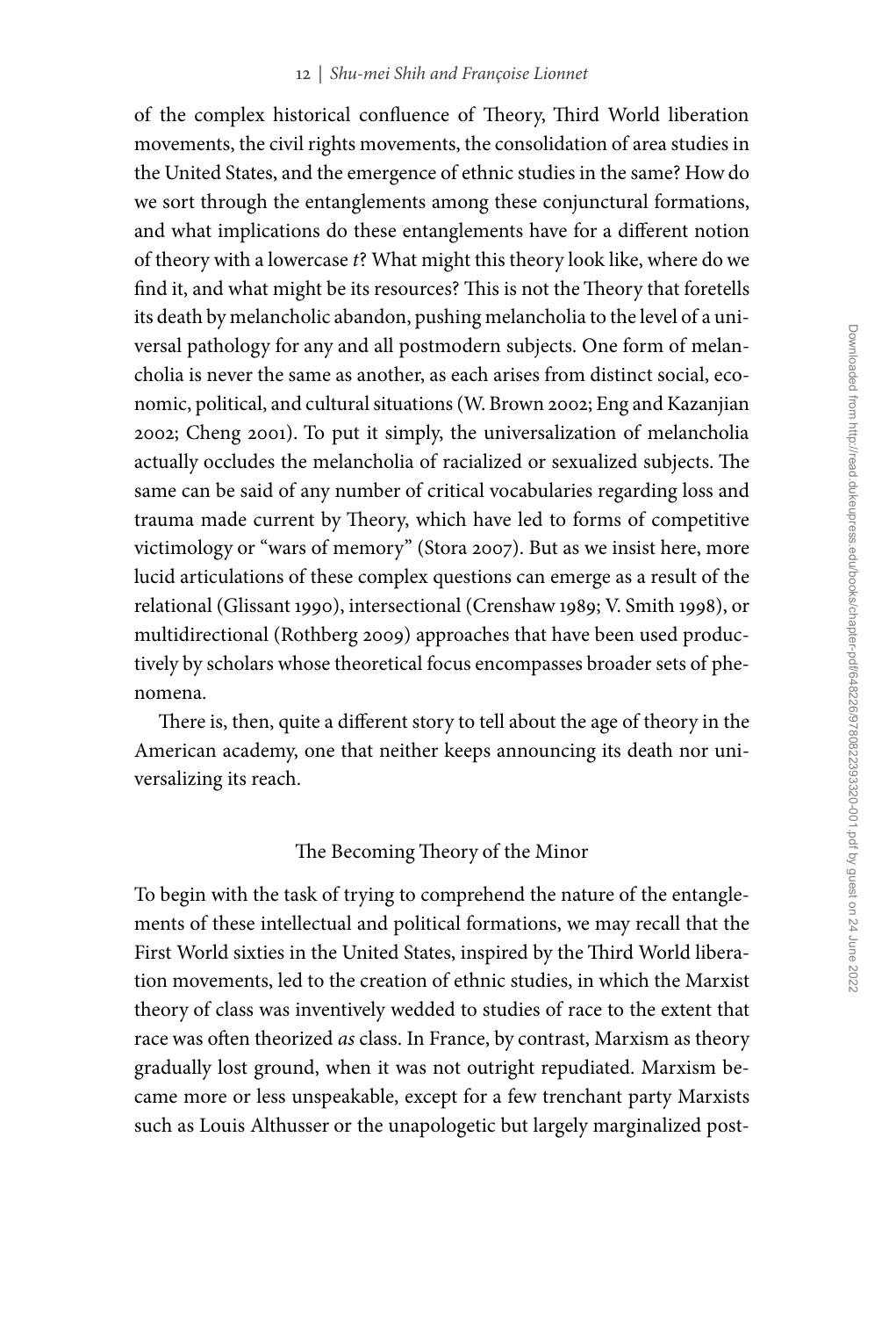of the complex historical confluence of Theory, Third World liberation movements, the civil rights movements, the consolidation of area studies in the United States, and the emergence of ethnic studies in the same? How do we sort through the entanglements among these conjunctural formations, and what implications do these entanglements have for a different notion of theory with a lowercase *t*? What might this theory look like, where do we find it, and what might be its resources? This is not the Theory that foretells its death by melancholic abandon, pushing melancholia to the level of a universal pathology for any and all postmodern subjects. One form of melancholia is never the same as another, as each arises from distinct social, economic, political, and cultural situations (W. Brown 2002; Eng and Kazanjian 2002; Cheng 2001). To put it simply, the universalization of melancholia actually occludes the melancholia of racialized or sexualized subjects. The same can be said of any number of critical vocabularies regarding loss and trauma made current by Theory, which have led to forms of competitive victimology or "wars of memory" (Stora 2007). But as we insist here, more lucid articulations of these complex questions can emerge as a result of the relational (Glissant 1990), intersectional (Crenshaw 1989; V. Smith 1998), or multidirectional (Rothberg 2009) approaches that have been used productively by scholars whose theoretical focus encompasses broader sets of phenomena.

There is, then, quite a different story to tell about the age of theory in the American academy, one that neither keeps announcing its death nor universalizing its reach.

## The Becoming Theory of the Minor

To begin with the task of trying to comprehend the nature of the entanglements of these intellectual and political formations, we may recall that the First World sixties in the United States, inspired by the Third World liberation movements, led to the creation of ethnic studies, in which the Marxist theory of class was inventively wedded to studies of race to the extent that race was often theorized *as* class. In France, by contrast, Marxism as theory gradually lost ground, when it was not outright repudiated. Marxism became more or less unspeakable, except for a few trenchant party Marxists such as Louis Althusser or the unapologetic but largely marginalized post-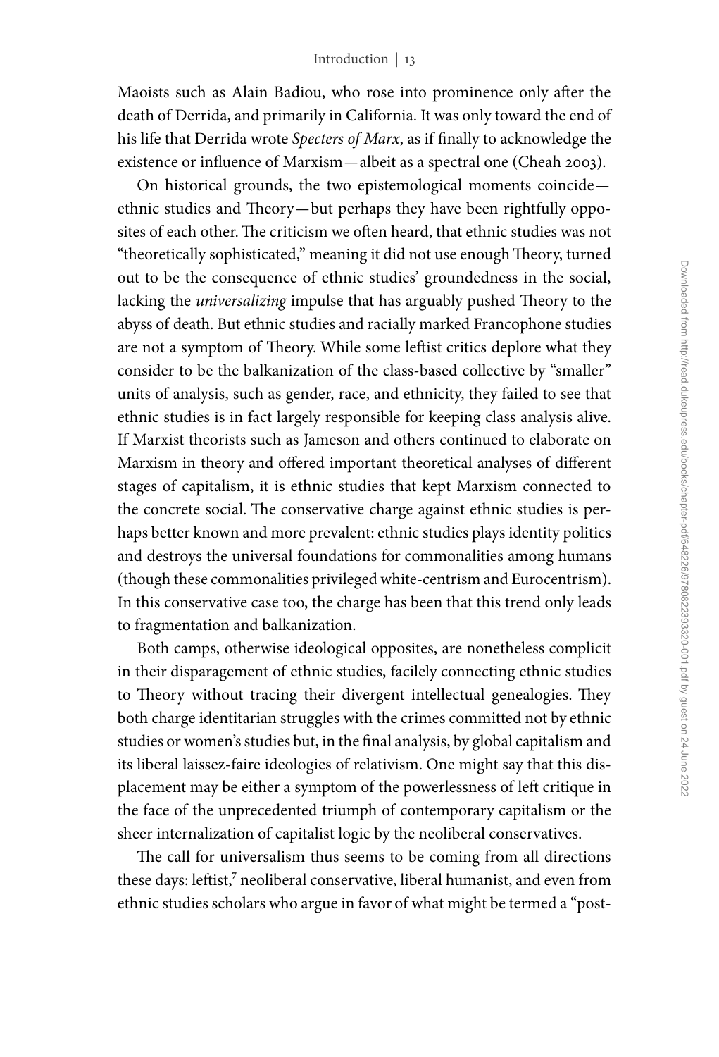Maoists such as Alain Badiou, who rose into prominence only after the death of Derrida, and primarily in California. It was only toward the end of his life that Derrida wrote *Specters of Marx*, as if finally to acknowledge the existence or influence of Marxism—albeit as a spectral one (Cheah 2003).

On historical grounds, the two epistemological moments coincide—ethnic studies and Theory—but perhaps they have been rightfully opposites of each other. The criticism we often heard, that ethnic studies was not "theoretically sophisticated," meaning it did not use enough Theory, turned out to be the consequence of ethnic studies' groundedness in the social, lacking the *universalizing* impulse that has arguably pushed Theory to the abyss of death. But ethnic studies and racially marked Francophone studies are not a symptom of Theory. While some leftist critics deplore what they consider to be the balkanization of the class-based collective by "smaller" units of analysis, such as gender, race, and ethnicity, they failed to see that ethnic studies is in fact largely responsible for keeping class analysis alive. If Marxist theorists such as Jameson and others continued to elaborate on Marxism in theory and offered important theoretical analyses of different stages of capitalism, it is ethnic studies that kept Marxism connected to the concrete social. The conservative charge against ethnic studies is perhaps better known and more prevalent: ethnic studies plays identity politics and destroys the universal foundations for commonalities among humans (though these commonalities privileged white-centrism and Eurocentrism). In this conservative case too, the charge has been that this trend only leads to fragmentation and balkanization.

Both camps, otherwise ideological opposites, are nonetheless complicit in their disparagement of ethnic studies, facilely connecting ethnic studies to Theory without tracing their divergent intellectual genealogies. They both charge identitarian struggles with the crimes committed not by ethnic studies or women's studies but, in the final analysis, by global capitalism and its liberal laissez-faire ideologies of relativism. One might say that this displacement may be either a symptom of the powerlessness of left critique in the face of the unprecedented triumph of contemporary capitalism or the sheer internalization of capitalist logic by the neoliberal conservatives.

The call for universalism thus seems to be coming from all directions these days: leftist,[7] neoliberal conservative, liberal humanist, and even from ethnic studies scholars who argue in favor of what might be termed a "post-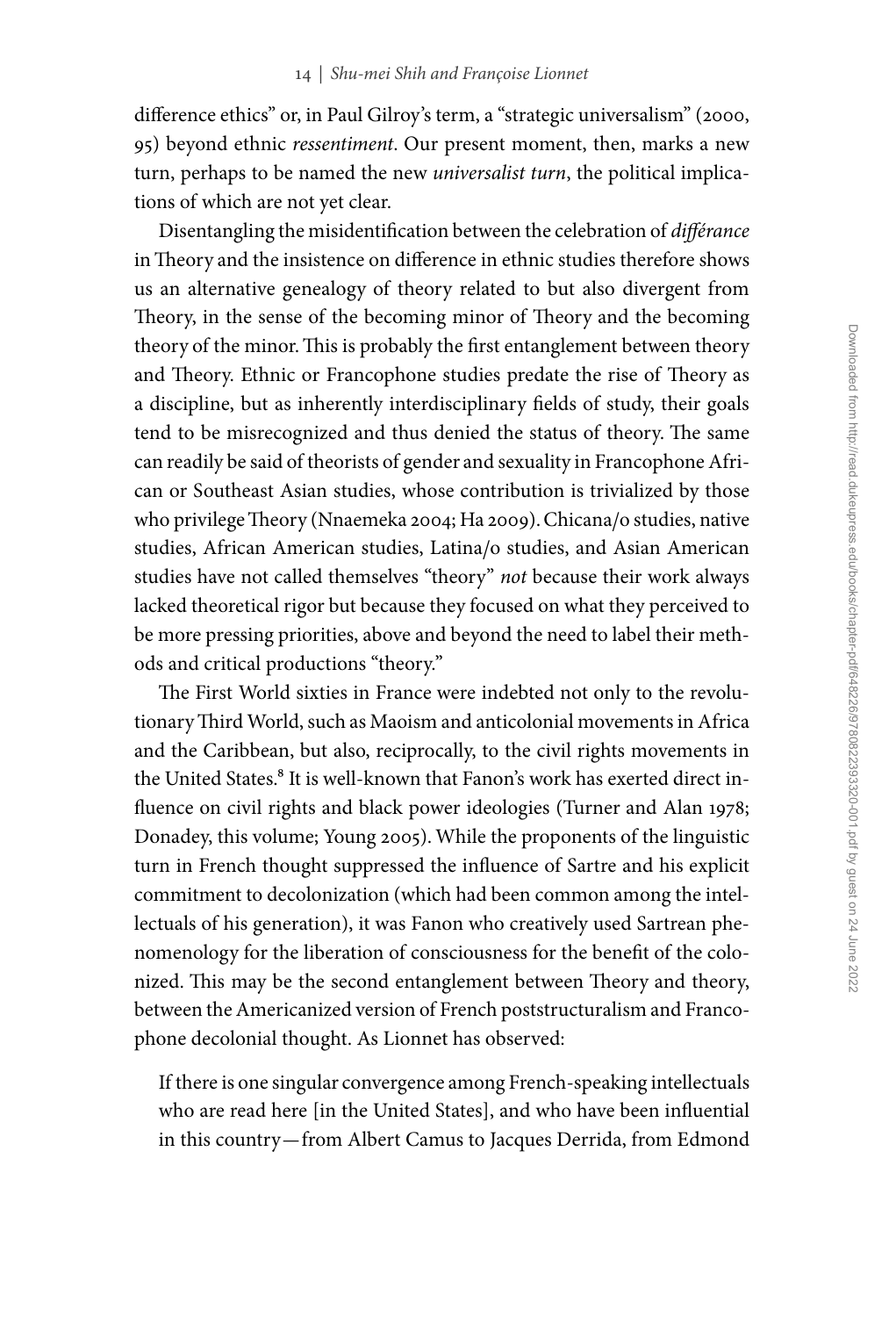difference ethics" or, in Paul Gilroy's term, a "strategic universalism" (2000, 95) beyond ethnic *ressentiment*. Our present moment, then, marks a new turn, perhaps to be named the new *universalist turn*, the political implications of which are not yet clear.

Disentangling the misidentification between the celebration of *différance* in Theory and the insistence on difference in ethnic studies therefore shows us an alternative genealogy of theory related to but also divergent from Theory, in the sense of the becoming minor of Theory and the becoming theory of the minor. This is probably the first entanglement between theory and Theory. Ethnic or Francophone studies predate the rise of Theory as a discipline, but as inherently interdisciplinary fields of study, their goals tend to be misrecognized and thus denied the status of theory. The same can readily be said of theorists of gender and sexuality in Francophone African or Southeast Asian studies, whose contribution is trivialized by those who privilege Theory (Nnaemeka 2004; Ha 2009). Chicana/o studies, native studies, African American studies, Latina/o studies, and Asian American studies have not called themselves "theory" *not* because their work always lacked theoretical rigor but because they focused on what they perceived to be more pressing priorities, above and beyond the need to label their methods and critical productions "theory."

The First World sixties in France were indebted not only to the revolutionary Third World, such as Maoism and anticolonial movements in Africa and the Caribbean, but also, reciprocally, to the civil rights movements in the United States.[8] It is well-known that Fanon's work has exerted direct influence on civil rights and black power ideologies (Turner and Alan 1978; Donadey, this volume; Young 2005). While the proponents of the linguistic turn in French thought suppressed the influence of Sartre and his explicit commitment to decolonization (which had been common among the intellectuals of his generation), it was Fanon who creatively used Sartrean phenomenology for the liberation of consciousness for the benefit of the colonized. This may be the second entanglement between Theory and theory, between the Americanized version of French poststructuralism and Francophone decolonial thought. As Lionnet has observed:

> If there is one singular convergence among French-speaking intellectuals who are read here [in the United States], and who have been influential in this country—from Albert Camus to Jacques Derrida, from Edmond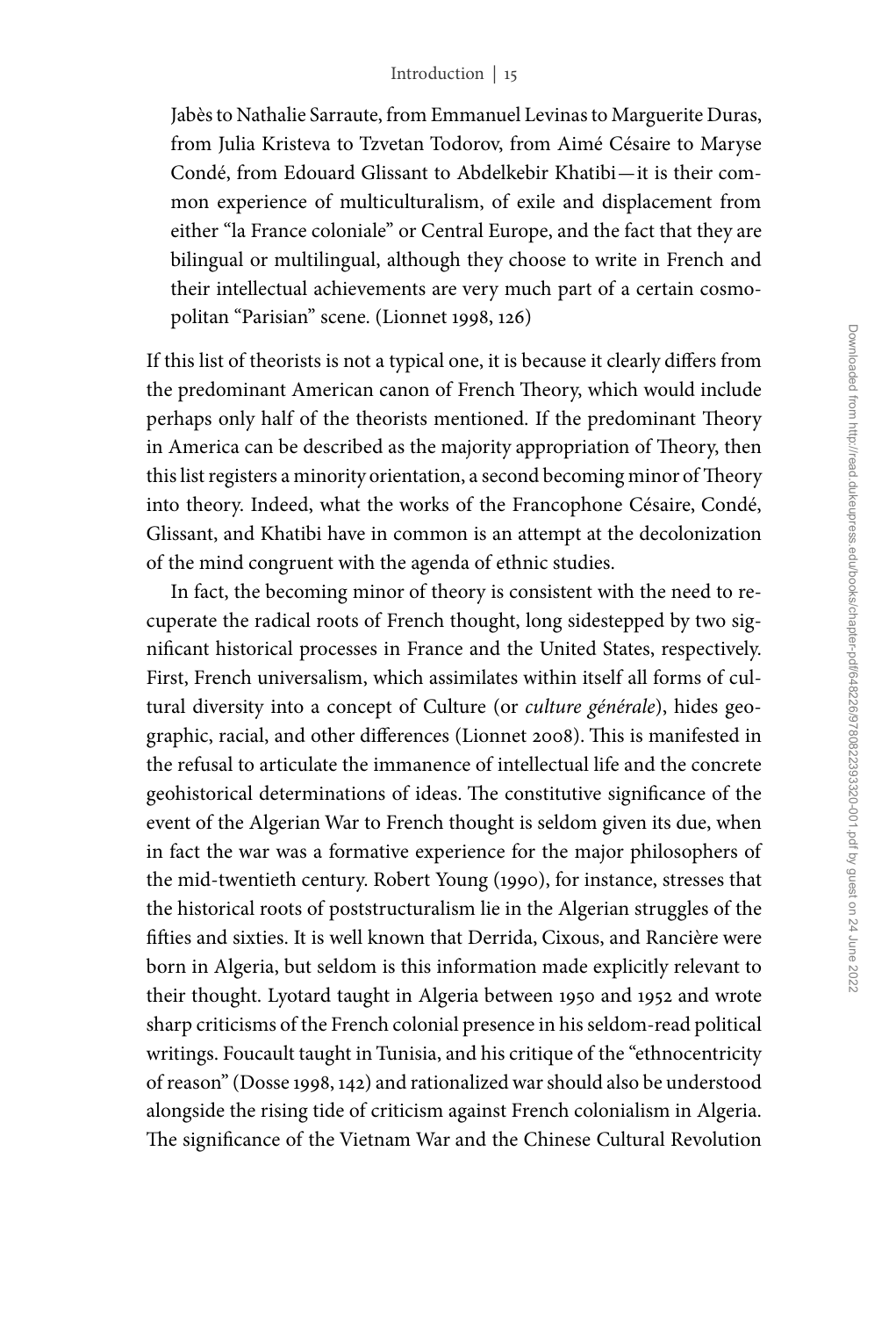> Jabès to Nathalie Sarraute, from Emmanuel Levinas to Marguerite Duras, from Julia Kristeva to Tzvetan Todorov, from Aimé Césaire to Maryse Condé, from Edouard Glissant to Abdelkebir Khatibi—it is their common experience of multiculturalism, of exile and displacement from either "la France coloniale" or Central Europe, and the fact that they are bilingual or multilingual, although they choose to write in French and their intellectual achievements are very much part of a certain cosmopolitan "Parisian" scene. (Lionnet 1998, 126)

If this list of theorists is not a typical one, it is because it clearly differs from the predominant American canon of French Theory, which would include perhaps only half of the theorists mentioned. If the predominant Theory in America can be described as the majority appropriation of Theory, then this list registers a minority orientation, a second becoming minor of Theory into theory. Indeed, what the works of the Francophone Césaire, Condé, Glissant, and Khatibi have in common is an attempt at the decolonization of the mind congruent with the agenda of ethnic studies.

In fact, the becoming minor of theory is consistent with the need to recuperate the radical roots of French thought, long sidestepped by two significant historical processes in France and the United States, respectively. First, French universalism, which assimilates within itself all forms of cultural diversity into a concept of Culture (or *culture générale*), hides geographic, racial, and other differences (Lionnet 2008). This is manifested in the refusal to articulate the immanence of intellectual life and the concrete geohistorical determinations of ideas. The constitutive significance of the event of the Algerian War to French thought is seldom given its due, when in fact the war was a formative experience for the major philosophers of the mid-twentieth century. Robert Young (1990), for instance, stresses that the historical roots of poststructuralism lie in the Algerian struggles of the fifties and sixties. It is well known that Derrida, Cixous, and Rancière were born in Algeria, but seldom is this information made explicitly relevant to their thought. Lyotard taught in Algeria between 1950 and 1952 and wrote sharp criticisms of the French colonial presence in his seldom-read political writings. Foucault taught in Tunisia, and his critique of the "ethnocentricity of reason" (Dosse 1998, 142) and rationalized war should also be understood alongside the rising tide of criticism against French colonialism in Algeria. The significance of the Vietnam War and the Chinese Cultural Revolution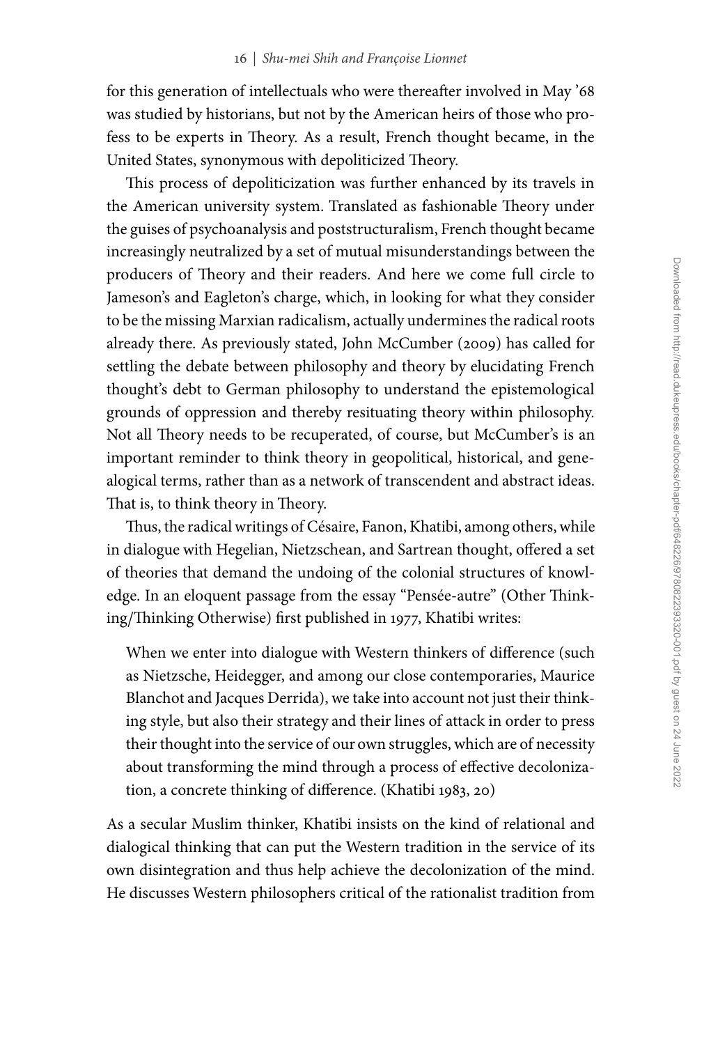for this generation of intellectuals who were thereafter involved in May '68 was studied by historians, but not by the American heirs of those who profess to be experts in Theory. As a result, French thought became, in the United States, synonymous with depoliticized Theory.

This process of depoliticization was further enhanced by its travels in the American university system. Translated as fashionable Theory under the guises of psychoanalysis and poststructuralism, French thought became increasingly neutralized by a set of mutual misunderstandings between the producers of Theory and their readers. And here we come full circle to Jameson's and Eagleton's charge, which, in looking for what they consider to be the missing Marxian radicalism, actually undermines the radical roots already there. As previously stated, John McCumber (2009) has called for settling the debate between philosophy and theory by elucidating French thought's debt to German philosophy to understand the epistemological grounds of oppression and thereby resituating theory within philosophy. Not all Theory needs to be recuperated, of course, but McCumber's is an important reminder to think theory in geopolitical, historical, and genealogical terms, rather than as a network of transcendent and abstract ideas. That is, to think theory in Theory.

Thus, the radical writings of Césaire, Fanon, Khatibi, among others, while in dialogue with Hegelian, Nietzschean, and Sartrean thought, offered a set of theories that demand the undoing of the colonial structures of knowledge. In an eloquent passage from the essay "Pensée-autre" (Other Thinking/Thinking Otherwise) first published in 1977, Khatibi writes:

> When we enter into dialogue with Western thinkers of difference (such as Nietzsche, Heidegger, and among our close contemporaries, Maurice Blanchot and Jacques Derrida), we take into account not just their thinking style, but also their strategy and their lines of attack in order to press their thought into the service of our own struggles, which are of necessity about transforming the mind through a process of effective decolonization, a concrete thinking of difference. (Khatibi 1983, 20)

As a secular Muslim thinker, Khatibi insists on the kind of relational and dialogical thinking that can put the Western tradition in the service of its own disintegration and thus help achieve the decolonization of the mind. He discusses Western philosophers critical of the rationalist tradition from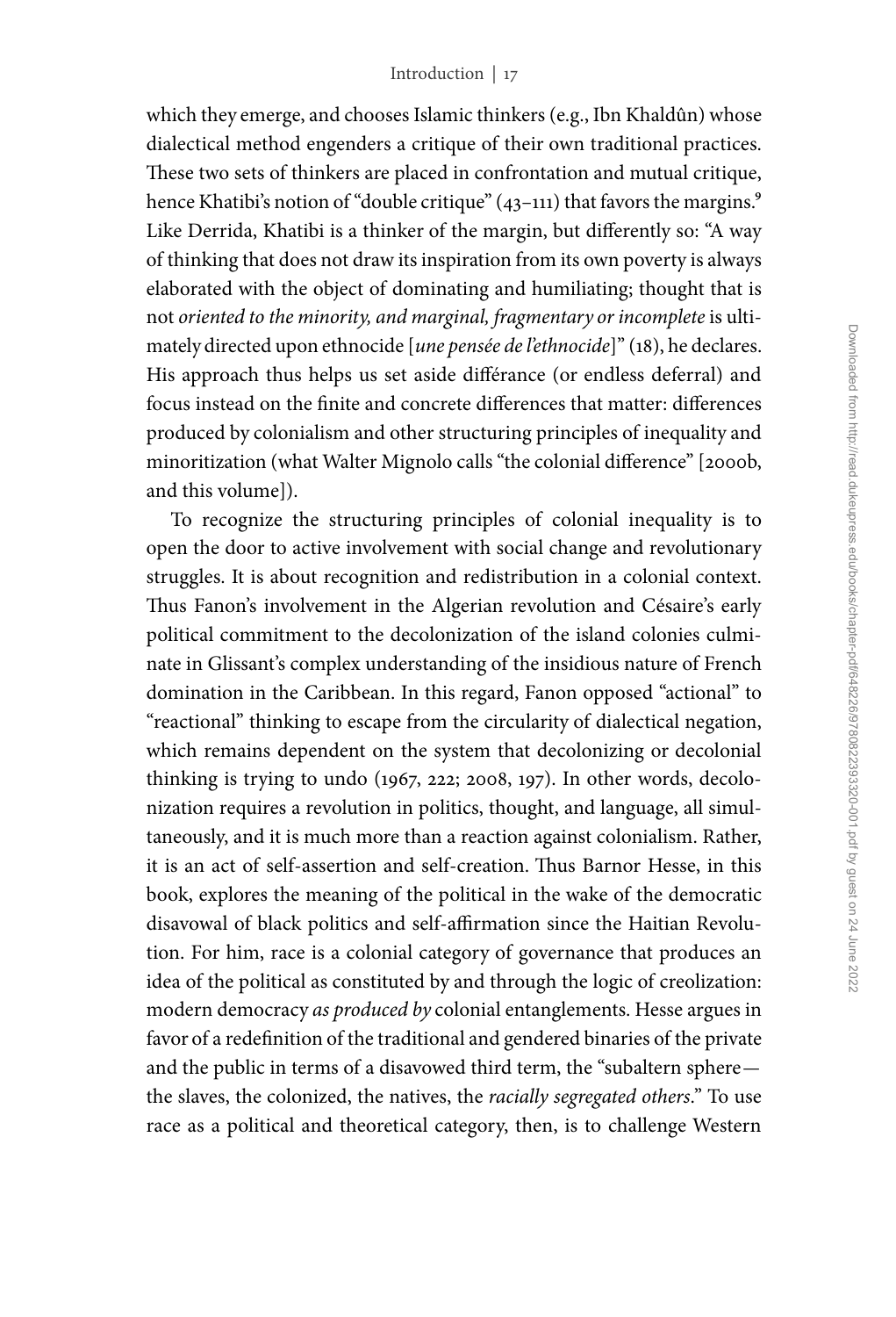which they emerge, and chooses Islamic thinkers (e.g., Ibn Khaldûn) whose dialectical method engenders a critique of their own traditional practices. These two sets of thinkers are placed in confrontation and mutual critique, hence Khatibi's notion of "double critique" (43–111) that favors the margins.[9] Like Derrida, Khatibi is a thinker of the margin, but differently so: "A way of thinking that does not draw its inspiration from its own poverty is always elaborated with the object of dominating and humiliating; thought that is not *oriented to the minority, and marginal, fragmentary or incomplete* is ultimately directed upon ethnocide [*une pensée de l'ethnocide*]" (18), he declares. His approach thus helps us set aside différance (or endless deferral) and focus instead on the finite and concrete differences that matter: differences produced by colonialism and other structuring principles of inequality and minoritization (what Walter Mignolo calls "the colonial difference" [2000b, and this volume]).

To recognize the structuring principles of colonial inequality is to open the door to active involvement with social change and revolutionary struggles. It is about recognition and redistribution in a colonial context. Thus Fanon's involvement in the Algerian revolution and Césaire's early political commitment to the decolonization of the island colonies culminate in Glissant's complex understanding of the insidious nature of French domination in the Caribbean. In this regard, Fanon opposed "actional" to "reactional" thinking to escape from the circularity of dialectical negation, which remains dependent on the system that decolonizing or decolonial thinking is trying to undo (1967, 222; 2008, 197). In other words, decolonization requires a revolution in politics, thought, and language, all simultaneously, and it is much more than a reaction against colonialism. Rather, it is an act of self-assertion and self-creation. Thus Barnor Hesse, in this book, explores the meaning of the political in the wake of the democratic disavowal of black politics and self-affirmation since the Haitian Revolution. For him, race is a colonial category of governance that produces an idea of the political as constituted by and through the logic of creolization: modern democracy *as produced by* colonial entanglements. Hesse argues in favor of a redefinition of the traditional and gendered binaries of the private and the public in terms of a disavowed third term, the "subaltern sphere—the slaves, the colonized, the natives, the *racially segregated others*." To use race as a political and theoretical category, then, is to challenge Western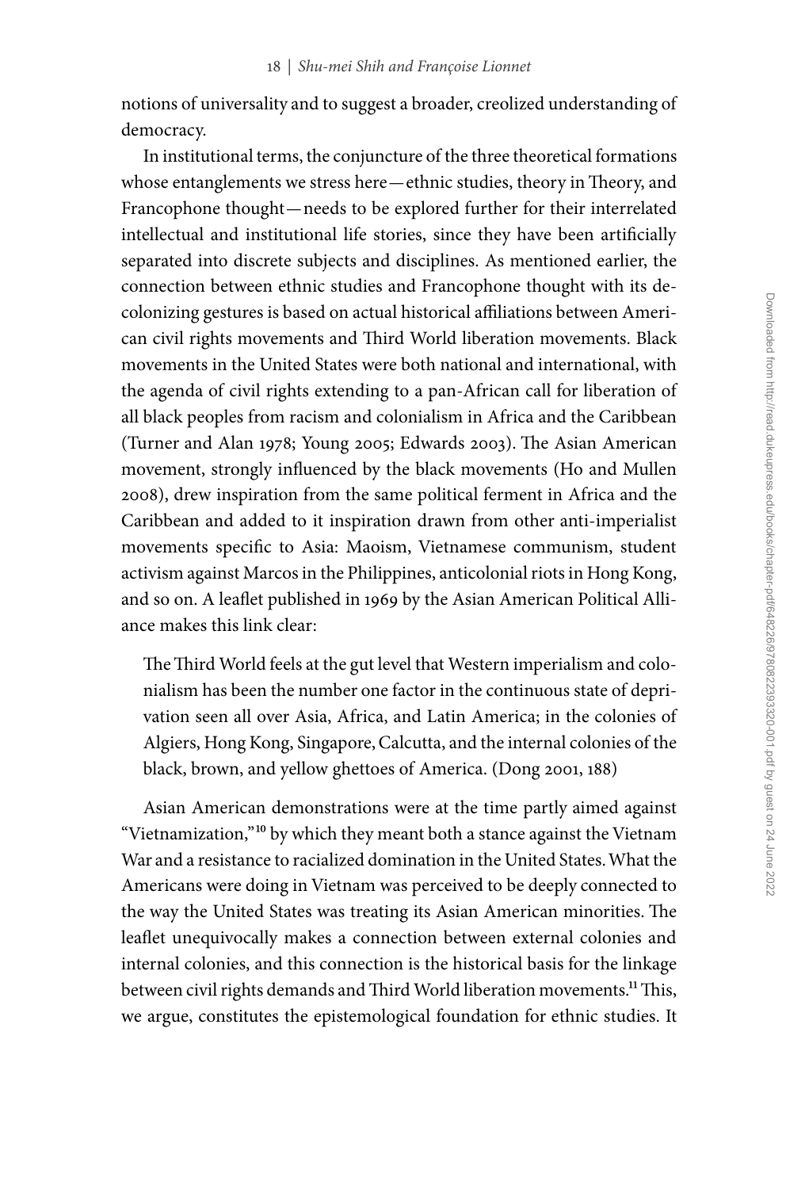notions of universality and to suggest a broader, creolized understanding of democracy.

In institutional terms, the conjuncture of the three theoretical formations whose entanglements we stress here—ethnic studies, theory in Theory, and Francophone thought—needs to be explored further for their interrelated intellectual and institutional life stories, since they have been artificially separated into discrete subjects and disciplines. As mentioned earlier, the connection between ethnic studies and Francophone thought with its decolonizing gestures is based on actual historical affiliations between American civil rights movements and Third World liberation movements. Black movements in the United States were both national and international, with the agenda of civil rights extending to a pan-African call for liberation of all black peoples from racism and colonialism in Africa and the Caribbean (Turner and Alan 1978; Young 2005; Edwards 2003). The Asian American movement, strongly influenced by the black movements (Ho and Mullen 2008), drew inspiration from the same political ferment in Africa and the Caribbean and added to it inspiration drawn from other anti-imperialist movements specific to Asia: Maoism, Vietnamese communism, student activism against Marcos in the Philippines, anticolonial riots in Hong Kong, and so on. A leaflet published in 1969 by the Asian American Political Alliance makes this link clear:

> The Third World feels at the gut level that Western imperialism and colonialism has been the number one factor in the continuous state of deprivation seen all over Asia, Africa, and Latin America; in the colonies of Algiers, Hong Kong, Singapore, Calcutta, and the internal colonies of the black, brown, and yellow ghettoes of America. (Dong 2001, 188)

Asian American demonstrations were at the time partly aimed against "Vietnamization,"[10] by which they meant both a stance against the Vietnam War and a resistance to racialized domination in the United States. What the Americans were doing in Vietnam was perceived to be deeply connected to the way the United States was treating its Asian American minorities. The leaflet unequivocally makes a connection between external colonies and internal colonies, and this connection is the historical basis for the linkage between civil rights demands and Third World liberation movements.[11] This, we argue, constitutes the epistemological foundation for ethnic studies. It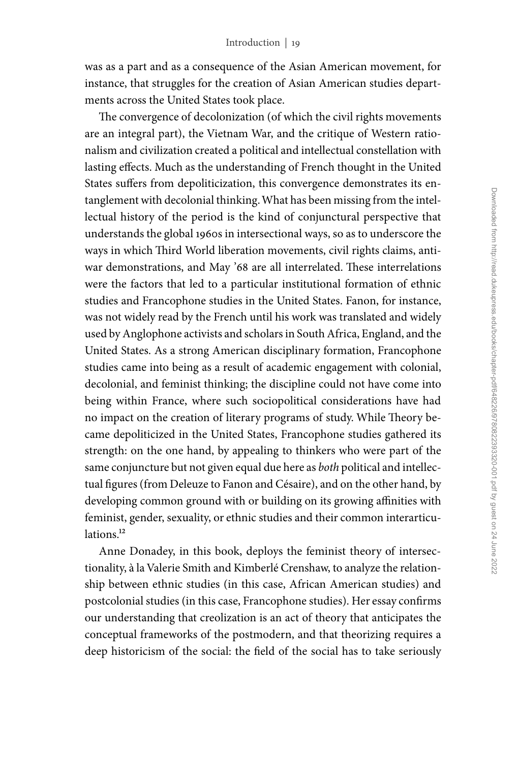was as a part and as a consequence of the Asian American movement, for instance, that struggles for the creation of Asian American studies departments across the United States took place.

The convergence of decolonization (of which the civil rights movements are an integral part), the Vietnam War, and the critique of Western rationalism and civilization created a political and intellectual constellation with lasting effects. Much as the understanding of French thought in the United States suffers from depoliticization, this convergence demonstrates its entanglement with decolonial thinking. What has been missing from the intellectual history of the period is the kind of conjunctural perspective that understands the global 1960s in intersectional ways, so as to underscore the ways in which Third World liberation movements, civil rights claims, antiwar demonstrations, and May '68 are all interrelated. These interrelations were the factors that led to a particular institutional formation of ethnic studies and Francophone studies in the United States. Fanon, for instance, was not widely read by the French until his work was translated and widely used by Anglophone activists and scholars in South Africa, England, and the United States. As a strong American disciplinary formation, Francophone studies came into being as a result of academic engagement with colonial, decolonial, and feminist thinking; the discipline could not have come into being within France, where such sociopolitical considerations have had no impact on the creation of literary programs of study. While Theory became depoliticized in the United States, Francophone studies gathered its strength: on the one hand, by appealing to thinkers who were part of the same conjuncture but not given equal due here as *both* political and intellectual figures (from Deleuze to Fanon and Césaire), and on the other hand, by developing common ground with or building on its growing affinities with feminist, gender, sexuality, or ethnic studies and their common interarticulations.[12]

Anne Donadey, in this book, deploys the feminist theory of intersectionality, à la Valerie Smith and Kimberlé Crenshaw, to analyze the relationship between ethnic studies (in this case, African American studies) and postcolonial studies (in this case, Francophone studies). Her essay confirms our understanding that creolization is an act of theory that anticipates the conceptual frameworks of the postmodern, and that theorizing requires a deep historicism of the social: the field of the social has to take seriously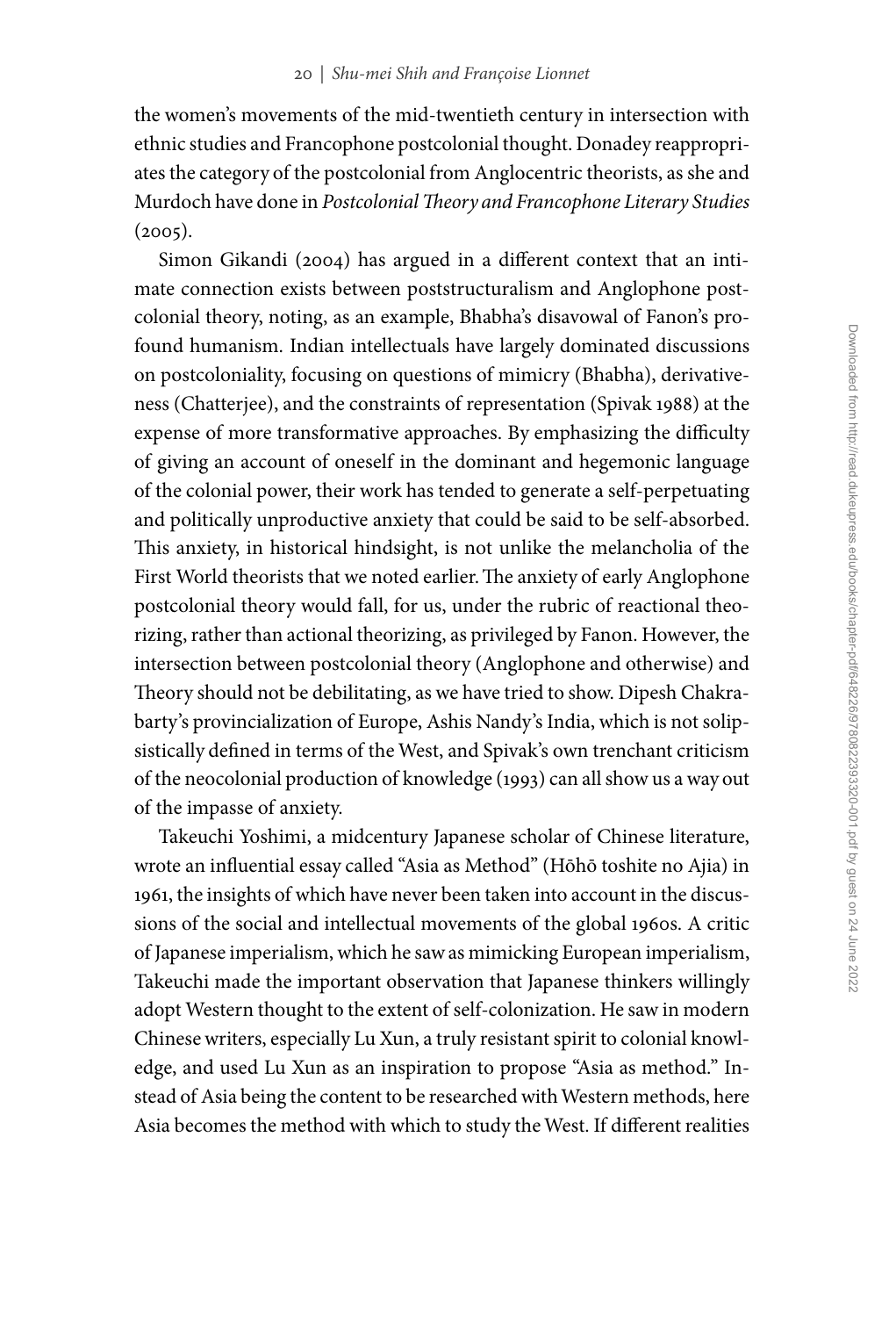the women's movements of the mid-twentieth century in intersection with ethnic studies and Francophone postcolonial thought. Donadey reappropriates the category of the postcolonial from Anglocentric theorists, as she and Murdoch have done in *Postcolonial Theory and Francophone Literary Studies* (2005).

Simon Gikandi (2004) has argued in a different context that an intimate connection exists between poststructuralism and Anglophone postcolonial theory, noting, as an example, Bhabha's disavowal of Fanon's profound humanism. Indian intellectuals have largely dominated discussions on postcoloniality, focusing on questions of mimicry (Bhabha), derivativeness (Chatterjee), and the constraints of representation (Spivak 1988) at the expense of more transformative approaches. By emphasizing the difficulty of giving an account of oneself in the dominant and hegemonic language of the colonial power, their work has tended to generate a self-perpetuating and politically unproductive anxiety that could be said to be self-absorbed. This anxiety, in historical hindsight, is not unlike the melancholia of the First World theorists that we noted earlier. The anxiety of early Anglophone postcolonial theory would fall, for us, under the rubric of reactional theorizing, rather than actional theorizing, as privileged by Fanon. However, the intersection between postcolonial theory (Anglophone and otherwise) and Theory should not be debilitating, as we have tried to show. Dipesh Chakrabarty's provincialization of Europe, Ashis Nandy's India, which is not solipsistically defined in terms of the West, and Spivak's own trenchant criticism of the neocolonial production of knowledge (1993) can all show us a way out of the impasse of anxiety.

Takeuchi Yoshimi, a midcentury Japanese scholar of Chinese literature, wrote an influential essay called "Asia as Method" (Hōhō toshite no Ajia) in 1961, the insights of which have never been taken into account in the discussions of the social and intellectual movements of the global 1960s. A critic of Japanese imperialism, which he saw as mimicking European imperialism, Takeuchi made the important observation that Japanese thinkers willingly adopt Western thought to the extent of self-colonization. He saw in modern Chinese writers, especially Lu Xun, a truly resistant spirit to colonial knowledge, and used Lu Xun as an inspiration to propose "Asia as method." Instead of Asia being the content to be researched with Western methods, here Asia becomes the method with which to study the West. If different realities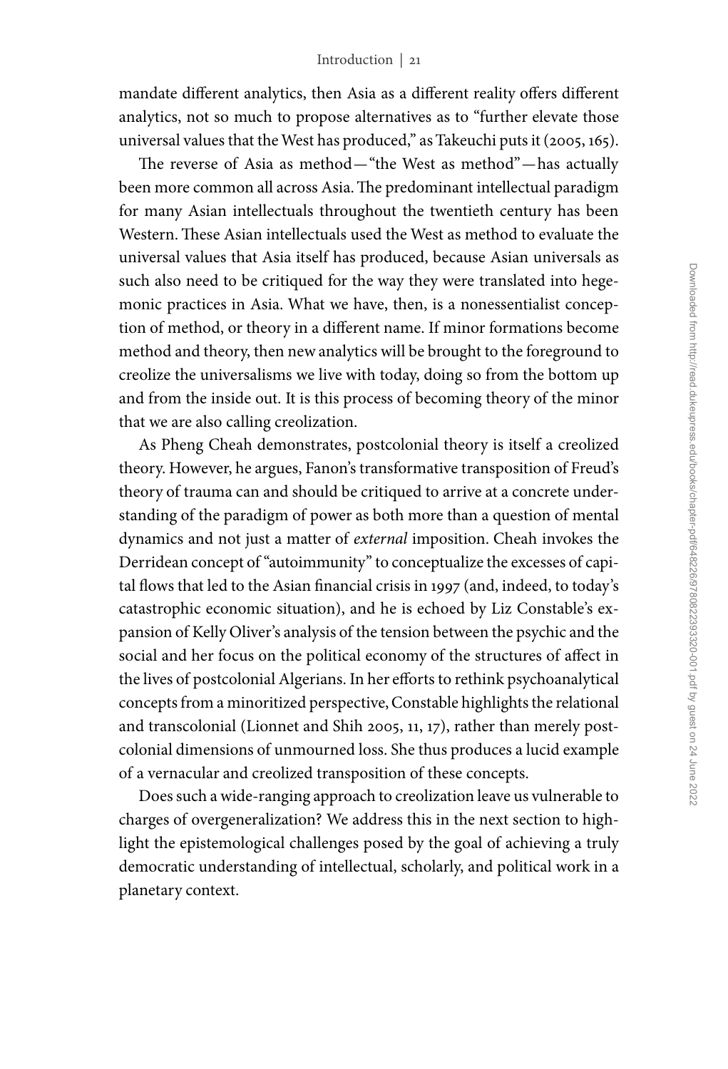mandate different analytics, then Asia as a different reality offers different analytics, not so much to propose alternatives as to "further elevate those universal values that the West has produced," as Takeuchi puts it (2005, 165).

The reverse of Asia as method—"the West as method"—has actually been more common all across Asia. The predominant intellectual paradigm for many Asian intellectuals throughout the twentieth century has been Western. These Asian intellectuals used the West as method to evaluate the universal values that Asia itself has produced, because Asian universals as such also need to be critiqued for the way they were translated into hegemonic practices in Asia. What we have, then, is a nonessentialist conception of method, or theory in a different name. If minor formations become method and theory, then new analytics will be brought to the foreground to creolize the universalisms we live with today, doing so from the bottom up and from the inside out. It is this process of becoming theory of the minor that we are also calling creolization.

As Pheng Cheah demonstrates, postcolonial theory is itself a creolized theory. However, he argues, Fanon's transformative transposition of Freud's theory of trauma can and should be critiqued to arrive at a concrete understanding of the paradigm of power as both more than a question of mental dynamics and not just a matter of *external* imposition. Cheah invokes the Derridean concept of "autoimmunity" to conceptualize the excesses of capital flows that led to the Asian financial crisis in 1997 (and, indeed, to today's catastrophic economic situation), and he is echoed by Liz Constable's expansion of Kelly Oliver's analysis of the tension between the psychic and the social and her focus on the political economy of the structures of affect in the lives of postcolonial Algerians. In her efforts to rethink psychoanalytical concepts from a minoritized perspective, Constable highlights the relational and transcolonial (Lionnet and Shih 2005, 11, 17), rather than merely postcolonial dimensions of unmourned loss. She thus produces a lucid example of a vernacular and creolized transposition of these concepts.

Does such a wide-ranging approach to creolization leave us vulnerable to charges of overgeneralization? We address this in the next section to highlight the epistemological challenges posed by the goal of achieving a truly democratic understanding of intellectual, scholarly, and political work in a planetary context.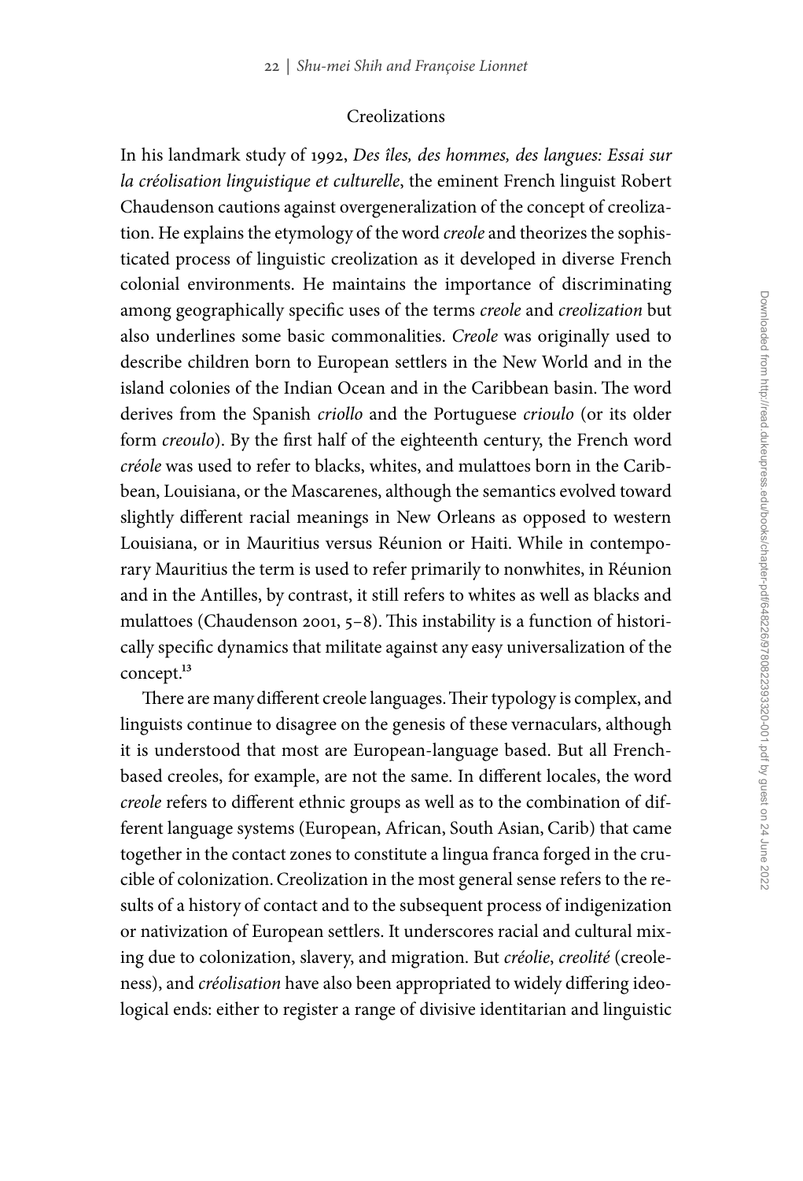## Creolizations

In his landmark study of 1992, *Des îles, des hommes, des langues: Essai sur la créolisation linguistique et culturelle*, the eminent French linguist Robert Chaudenson cautions against overgeneralization of the concept of creolization. He explains the etymology of the word *creole* and theorizes the sophisticated process of linguistic creolization as it developed in diverse French colonial environments. He maintains the importance of discriminating among geographically specific uses of the terms *creole* and *creolization* but also underlines some basic commonalities. *Creole* was originally used to describe children born to European settlers in the New World and in the island colonies of the Indian Ocean and in the Caribbean basin. The word derives from the Spanish *criollo* and the Portuguese *crioulo* (or its older form *creoulo*). By the first half of the eighteenth century, the French word *créole* was used to refer to blacks, whites, and mulattoes born in the Caribbean, Louisiana, or the Mascarenes, although the semantics evolved toward slightly different racial meanings in New Orleans as opposed to western Louisiana, or in Mauritius versus Réunion or Haiti. While in contemporary Mauritius the term is used to refer primarily to nonwhites, in Réunion and in the Antilles, by contrast, it still refers to whites as well as blacks and mulattoes (Chaudenson 2001, 5–8). This instability is a function of historically specific dynamics that militate against any easy universalization of the concept.[13]

There are many different creole languages. Their typology is complex, and linguists continue to disagree on the genesis of these vernaculars, although it is understood that most are European-language based. But all French-based creoles, for example, are not the same. In different locales, the word *creole* refers to different ethnic groups as well as to the combination of different language systems (European, African, South Asian, Carib) that came together in the contact zones to constitute a lingua franca forged in the crucible of colonization. Creolization in the most general sense refers to the results of a history of contact and to the subsequent process of indigenization or nativization of European settlers. It underscores racial and cultural mixing due to colonization, slavery, and migration. But *créolie*, *creolité* (creoleness), and *créolisation* have also been appropriated to widely differing ideological ends: either to register a range of divisive identitarian and linguistic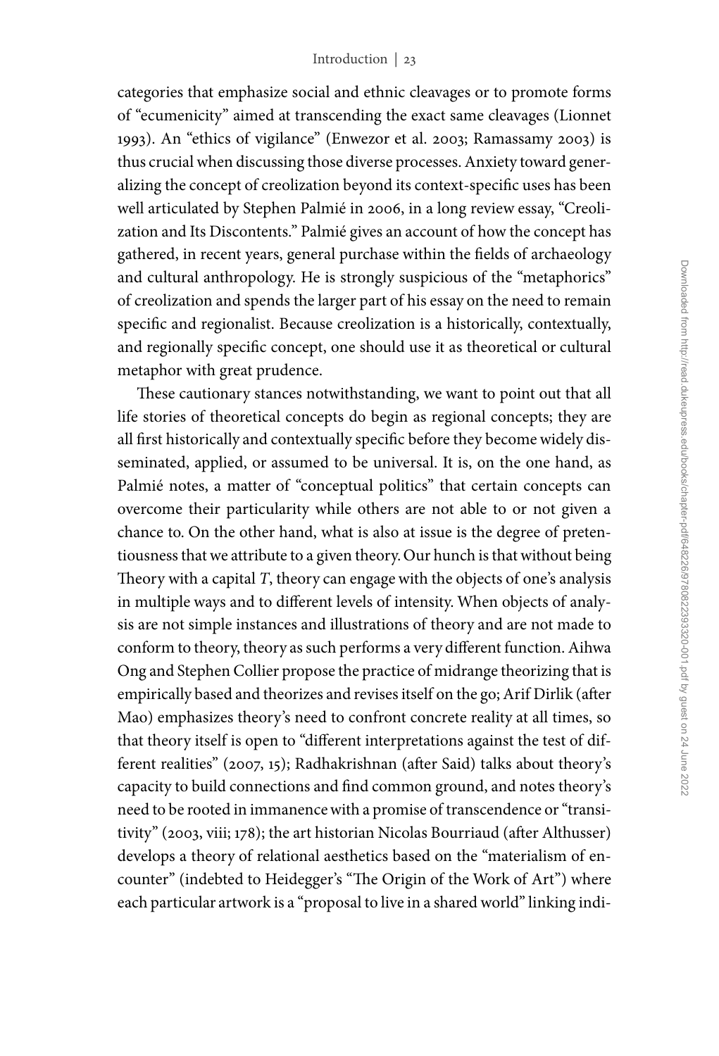categories that emphasize social and ethnic cleavages or to promote forms of "ecumenicity" aimed at transcending the exact same cleavages (Lionnet 1993). An "ethics of vigilance" (Enwezor et al. 2003; Ramassamy 2003) is thus crucial when discussing those diverse processes. Anxiety toward generalizing the concept of creolization beyond its context-specific uses has been well articulated by Stephen Palmié in 2006, in a long review essay, "Creolization and Its Discontents." Palmié gives an account of how the concept has gathered, in recent years, general purchase within the fields of archaeology and cultural anthropology. He is strongly suspicious of the "metaphorics" of creolization and spends the larger part of his essay on the need to remain specific and regionalist. Because creolization is a historically, contextually, and regionally specific concept, one should use it as theoretical or cultural metaphor with great prudence.

These cautionary stances notwithstanding, we want to point out that all life stories of theoretical concepts do begin as regional concepts; they are all first historically and contextually specific before they become widely disseminated, applied, or assumed to be universal. It is, on the one hand, as Palmié notes, a matter of "conceptual politics" that certain concepts can overcome their particularity while others are not able to or not given a chance to. On the other hand, what is also at issue is the degree of pretentiousness that we attribute to a given theory. Our hunch is that without being Theory with a capital *T*, theory can engage with the objects of one's analysis in multiple ways and to different levels of intensity. When objects of analysis are not simple instances and illustrations of theory and are not made to conform to theory, theory as such performs a very different function. Aihwa Ong and Stephen Collier propose the practice of midrange theorizing that is empirically based and theorizes and revises itself on the go; Arif Dirlik (after Mao) emphasizes theory's need to confront concrete reality at all times, so that theory itself is open to "different interpretations against the test of different realities" (2007, 15); Radhakrishnan (after Said) talks about theory's capacity to build connections and find common ground, and notes theory's need to be rooted in immanence with a promise of transcendence or "transitivity" (2003, viii; 178); the art historian Nicolas Bourriaud (after Althusser) develops a theory of relational aesthetics based on the "materialism of encounter" (indebted to Heidegger's "The Origin of the Work of Art") where each particular artwork is a "proposal to live in a shared world" linking indi-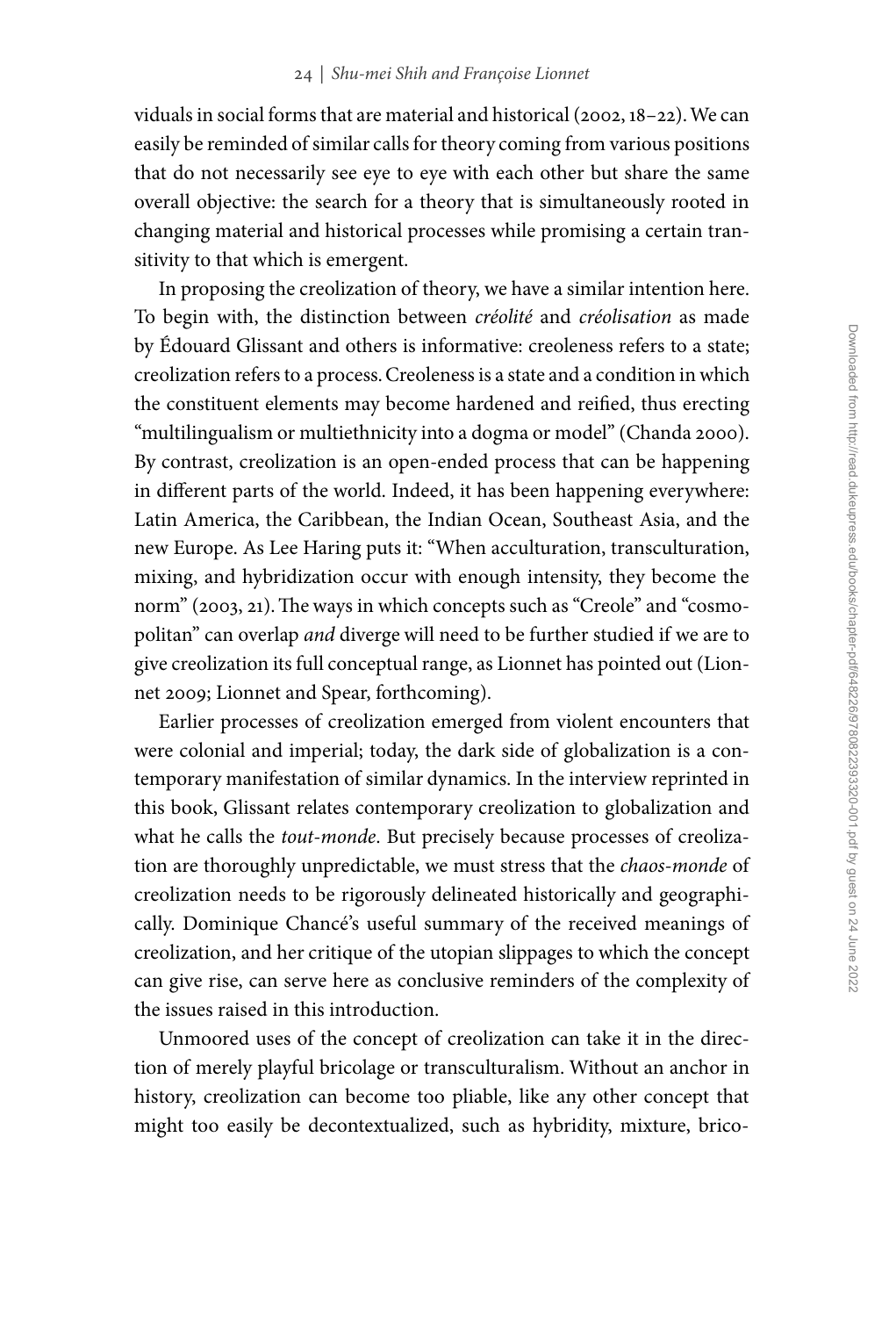viduals in social forms that are material and historical (2002, 18–22). We can easily be reminded of similar calls for theory coming from various positions that do not necessarily see eye to eye with each other but share the same overall objective: the search for a theory that is simultaneously rooted in changing material and historical processes while promising a certain transitivity to that which is emergent.

In proposing the creolization of theory, we have a similar intention here. To begin with, the distinction between *créolité* and *créolisation* as made by Édouard Glissant and others is informative: creoleness refers to a state; creolization refers to a process. Creoleness is a state and a condition in which the constituent elements may become hardened and reified, thus erecting "multilingualism or multiethnicity into a dogma or model" (Chanda 2000). By contrast, creolization is an open-ended process that can be happening in different parts of the world. Indeed, it has been happening everywhere: Latin America, the Caribbean, the Indian Ocean, Southeast Asia, and the new Europe. As Lee Haring puts it: "When acculturation, transculturation, mixing, and hybridization occur with enough intensity, they become the norm" (2003, 21). The ways in which concepts such as "Creole" and "cosmopolitan" can overlap *and* diverge will need to be further studied if we are to give creolization its full conceptual range, as Lionnet has pointed out (Lionnet 2009; Lionnet and Spear, forthcoming).

Earlier processes of creolization emerged from violent encounters that were colonial and imperial; today, the dark side of globalization is a contemporary manifestation of similar dynamics. In the interview reprinted in this book, Glissant relates contemporary creolization to globalization and what he calls the *tout-monde*. But precisely because processes of creolization are thoroughly unpredictable, we must stress that the *chaos-monde* of creolization needs to be rigorously delineated historically and geographically. Dominique Chancé's useful summary of the received meanings of creolization, and her critique of the utopian slippages to which the concept can give rise, can serve here as conclusive reminders of the complexity of the issues raised in this introduction.

Unmoored uses of the concept of creolization can take it in the direction of merely playful bricolage or transculturalism. Without an anchor in history, creolization can become too pliable, like any other concept that might too easily be decontextualized, such as hybridity, mixture, brico-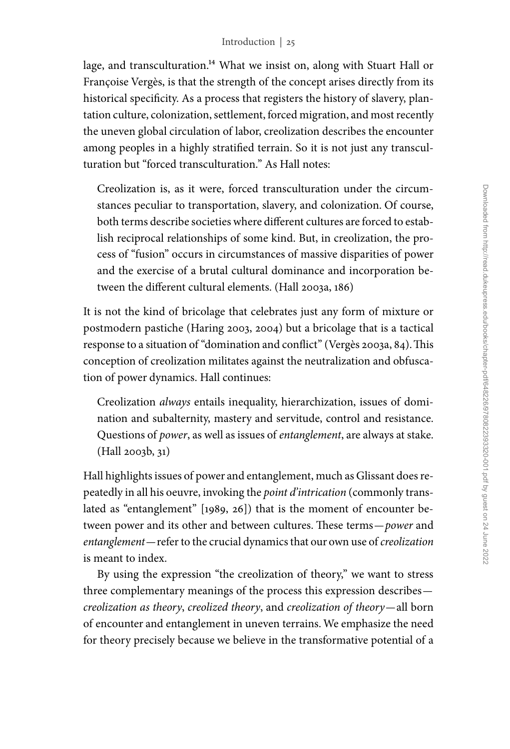lage, and transculturation.[14] What we insist on, along with Stuart Hall or Françoise Vergès, is that the strength of the concept arises directly from its historical specificity. As a process that registers the history of slavery, plantation culture, colonization, settlement, forced migration, and most recently the uneven global circulation of labor, creolization describes the encounter among peoples in a highly stratified terrain. So it is not just any transculturation but "forced transculturation." As Hall notes:

> Creolization is, as it were, forced transculturation under the circumstances peculiar to transportation, slavery, and colonization. Of course, both terms describe societies where different cultures are forced to establish reciprocal relationships of some kind. But, in creolization, the process of "fusion" occurs in circumstances of massive disparities of power and the exercise of a brutal cultural dominance and incorporation between the different cultural elements. (Hall 2003a, 186)

It is not the kind of bricolage that celebrates just any form of mixture or postmodern pastiche (Haring 2003, 2004) but a bricolage that is a tactical response to a situation of "domination and conflict" (Vergès 2003a, 84). This conception of creolization militates against the neutralization and obfuscation of power dynamics. Hall continues:

> Creolization *always* entails inequality, hierarchization, issues of domination and subalternity, mastery and servitude, control and resistance. Questions of *power*, as well as issues of *entanglement*, are always at stake. (Hall 2003b, 31)

Hall highlights issues of power and entanglement, much as Glissant does repeatedly in all his oeuvre, invoking the *point d'intrication* (commonly translated as "entanglement" [1989, 26]) that is the moment of encounter between power and its other and between cultures. These terms—*power* and *entanglement*—refer to the crucial dynamics that our own use of *creolization* is meant to index.

By using the expression "the creolization of theory," we want to stress three complementary meanings of the process this expression describes—*creolization as theory*, *creolized theory*, and *creolization of theory*—all born of encounter and entanglement in uneven terrains. We emphasize the need for theory precisely because we believe in the transformative potential of a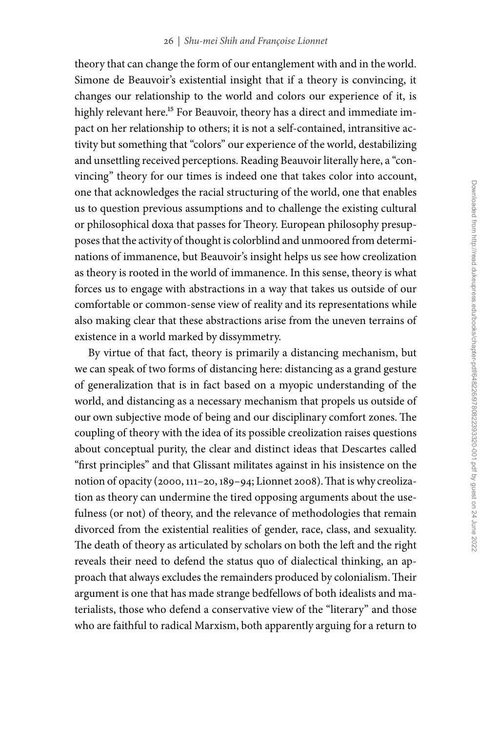theory that can change the form of our entanglement with and in the world. Simone de Beauvoir's existential insight that if a theory is convincing, it changes our relationship to the world and colors our experience of it, is highly relevant here.[15] For Beauvoir, theory has a direct and immediate impact on her relationship to others; it is not a self-contained, intransitive activity but something that "colors" our experience of the world, destabilizing and unsettling received perceptions. Reading Beauvoir literally here, a "convincing" theory for our times is indeed one that takes color into account, one that acknowledges the racial structuring of the world, one that enables us to question previous assumptions and to challenge the existing cultural or philosophical doxa that passes for Theory. European philosophy presupposes that the activity of thought is colorblind and unmoored from determinations of immanence, but Beauvoir's insight helps us see how creolization as theory is rooted in the world of immanence. In this sense, theory is what forces us to engage with abstractions in a way that takes us outside of our comfortable or common-sense view of reality and its representations while also making clear that these abstractions arise from the uneven terrains of existence in a world marked by dissymmetry.

By virtue of that fact, theory is primarily a distancing mechanism, but we can speak of two forms of distancing here: distancing as a grand gesture of generalization that is in fact based on a myopic understanding of the world, and distancing as a necessary mechanism that propels us outside of our own subjective mode of being and our disciplinary comfort zones. The coupling of theory with the idea of its possible creolization raises questions about conceptual purity, the clear and distinct ideas that Descartes called "first principles" and that Glissant militates against in his insistence on the notion of opacity (2000, 111–20, 189–94; Lionnet 2008). That is why creolization as theory can undermine the tired opposing arguments about the usefulness (or not) of theory, and the relevance of methodologies that remain divorced from the existential realities of gender, race, class, and sexuality. The death of theory as articulated by scholars on both the left and the right reveals their need to defend the status quo of dialectical thinking, an approach that always excludes the remainders produced by colonialism. Their argument is one that has made strange bedfellows of both idealists and materialists, those who defend a conservative view of the "literary" and those who are faithful to radical Marxism, both apparently arguing for a return to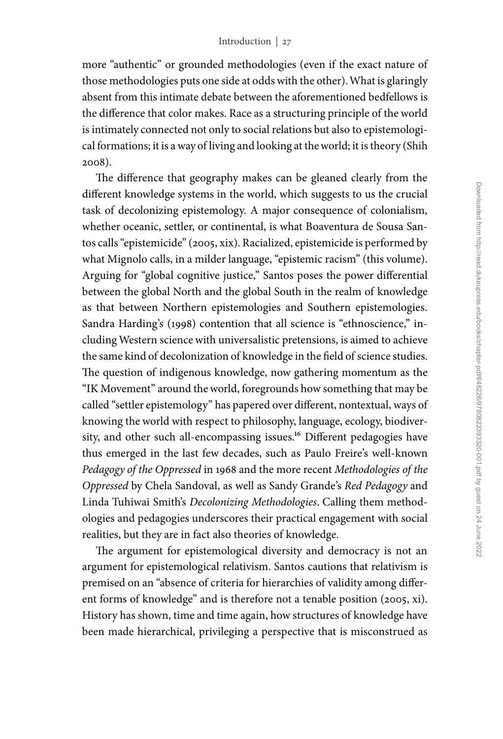more "authentic" or grounded methodologies (even if the exact nature of those methodologies puts one side at odds with the other). What is glaringly absent from this intimate debate between the aforementioned bedfellows is the difference that color makes. Race as a structuring principle of the world is intimately connected not only to social relations but also to epistemological formations; it is a way of living and looking at the world; it is theory (Shih 2008).

The difference that geography makes can be gleaned clearly from the different knowledge systems in the world, which suggests to us the crucial task of decolonizing epistemology. A major consequence of colonialism, whether oceanic, settler, or continental, is what Boaventura de Sousa Santos calls "epistemicide" (2005, xix). Racialized, epistemicide is performed by what Mignolo calls, in a milder language, "epistemic racism" (this volume). Arguing for "global cognitive justice," Santos poses the power differential between the global North and the global South in the realm of knowledge as that between Northern epistemologies and Southern epistemologies. Sandra Harding's (1998) contention that all science is "ethnoscience," including Western science with universalistic pretensions, is aimed to achieve the same kind of decolonization of knowledge in the field of science studies. The question of indigenous knowledge, now gathering momentum as the "IK Movement" around the world, foregrounds how something that may be called "settler epistemology" has papered over different, nontextual, ways of knowing the world with respect to philosophy, language, ecology, biodiversity, and other such all-encompassing issues.[16] Different pedagogies have thus emerged in the last few decades, such as Paulo Freire's well-known *Pedagogy of the Oppressed* in 1968 and the more recent *Methodologies of the Oppressed* by Chela Sandoval, as well as Sandy Grande's *Red Pedagogy* and Linda Tuhiwai Smith's *Decolonizing Methodologies*. Calling them methodologies and pedagogies underscores their practical engagement with social realities, but they are in fact also theories of knowledge.

The argument for epistemological diversity and democracy is not an argument for epistemological relativism. Santos cautions that relativism is premised on an "absence of criteria for hierarchies of validity among different forms of knowledge" and is therefore not a tenable position (2005, xi). History has shown, time and time again, how structures of knowledge have been made hierarchical, privileging a perspective that is misconstrued as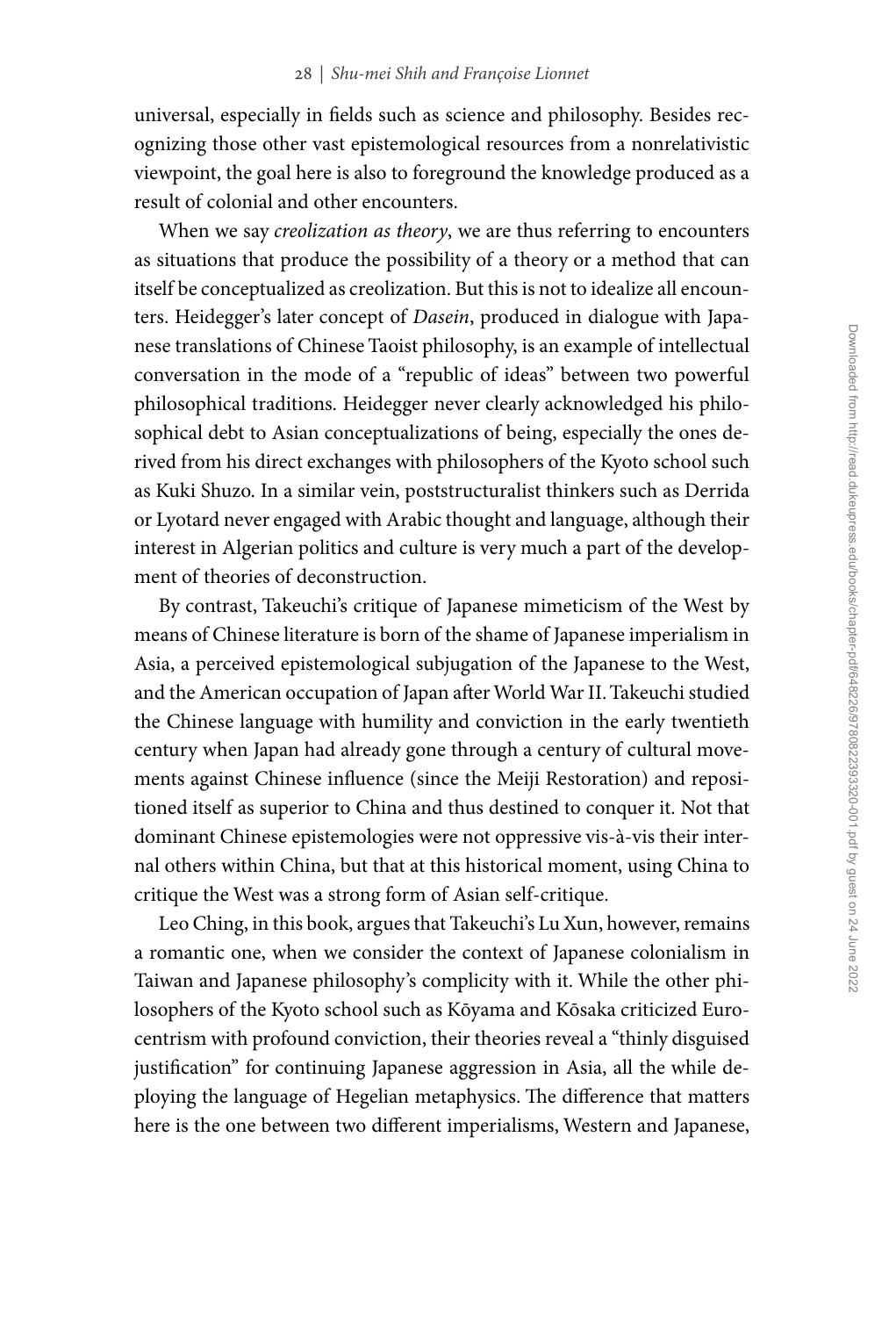universal, especially in fields such as science and philosophy. Besides recognizing those other vast epistemological resources from a nonrelativistic viewpoint, the goal here is also to foreground the knowledge produced as a result of colonial and other encounters.

When we say *creolization as theory*, we are thus referring to encounters as situations that produce the possibility of a theory or a method that can itself be conceptualized as creolization. But this is not to idealize all encounters. Heidegger's later concept of *Dasein*, produced in dialogue with Japanese translations of Chinese Taoist philosophy, is an example of intellectual conversation in the mode of a "republic of ideas" between two powerful philosophical traditions. Heidegger never clearly acknowledged his philosophical debt to Asian conceptualizations of being, especially the ones derived from his direct exchanges with philosophers of the Kyoto school such as Kuki Shuzo. In a similar vein, poststructuralist thinkers such as Derrida or Lyotard never engaged with Arabic thought and language, although their interest in Algerian politics and culture is very much a part of the development of theories of deconstruction.

By contrast, Takeuchi's critique of Japanese mimeticism of the West by means of Chinese literature is born of the shame of Japanese imperialism in Asia, a perceived epistemological subjugation of the Japanese to the West, and the American occupation of Japan after World War II. Takeuchi studied the Chinese language with humility and conviction in the early twentieth century when Japan had already gone through a century of cultural movements against Chinese influence (since the Meiji Restoration) and repositioned itself as superior to China and thus destined to conquer it. Not that dominant Chinese epistemologies were not oppressive vis-à-vis their internal others within China, but that at this historical moment, using China to critique the West was a strong form of Asian self-critique.

Leo Ching, in this book, argues that Takeuchi's Lu Xun, however, remains a romantic one, when we consider the context of Japanese colonialism in Taiwan and Japanese philosophy's complicity with it. While the other philosophers of the Kyoto school such as Kōyama and Kōsaka criticized Eurocentrism with profound conviction, their theories reveal a "thinly disguised justification" for continuing Japanese aggression in Asia, all the while deploying the language of Hegelian metaphysics. The difference that matters here is the one between two different imperialisms, Western and Japanese,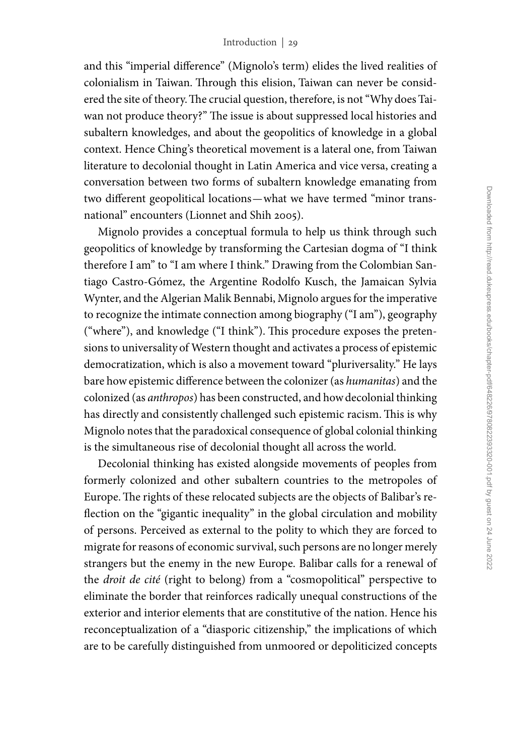and this "imperial difference" (Mignolo's term) elides the lived realities of colonialism in Taiwan. Through this elision, Taiwan can never be considered the site of theory. The crucial question, therefore, is not "Why does Taiwan not produce theory?" The issue is about suppressed local histories and subaltern knowledges, and about the geopolitics of knowledge in a global context. Hence Ching's theoretical movement is a lateral one, from Taiwan literature to decolonial thought in Latin America and vice versa, creating a conversation between two forms of subaltern knowledge emanating from two different geopolitical locations—what we have termed "minor transnational" encounters (Lionnet and Shih 2005).

Mignolo provides a conceptual formula to help us think through such geopolitics of knowledge by transforming the Cartesian dogma of "I think therefore I am" to "I am where I think." Drawing from the Colombian Santiago Castro-Gómez, the Argentine Rodolfo Kusch, the Jamaican Sylvia Wynter, and the Algerian Malik Bennabi, Mignolo argues for the imperative to recognize the intimate connection among biography ("I am"), geography ("where"), and knowledge ("I think"). This procedure exposes the pretensions to universality of Western thought and activates a process of epistemic democratization, which is also a movement toward "pluriversality." He lays bare how epistemic difference between the colonizer (as *humanitas*) and the colonized (as *anthropos*) has been constructed, and how decolonial thinking has directly and consistently challenged such epistemic racism. This is why Mignolo notes that the paradoxical consequence of global colonial thinking is the simultaneous rise of decolonial thought all across the world.

Decolonial thinking has existed alongside movements of peoples from formerly colonized and other subaltern countries to the metropoles of Europe. The rights of these relocated subjects are the objects of Balibar's reflection on the "gigantic inequality" in the global circulation and mobility of persons. Perceived as external to the polity to which they are forced to migrate for reasons of economic survival, such persons are no longer merely strangers but the enemy in the new Europe. Balibar calls for a renewal of the *droit de cité* (right to belong) from a "cosmopolitical" perspective to eliminate the border that reinforces radically unequal constructions of the exterior and interior elements that are constitutive of the nation. Hence his reconceptualization of a "diasporic citizenship," the implications of which are to be carefully distinguished from unmoored or depoliticized concepts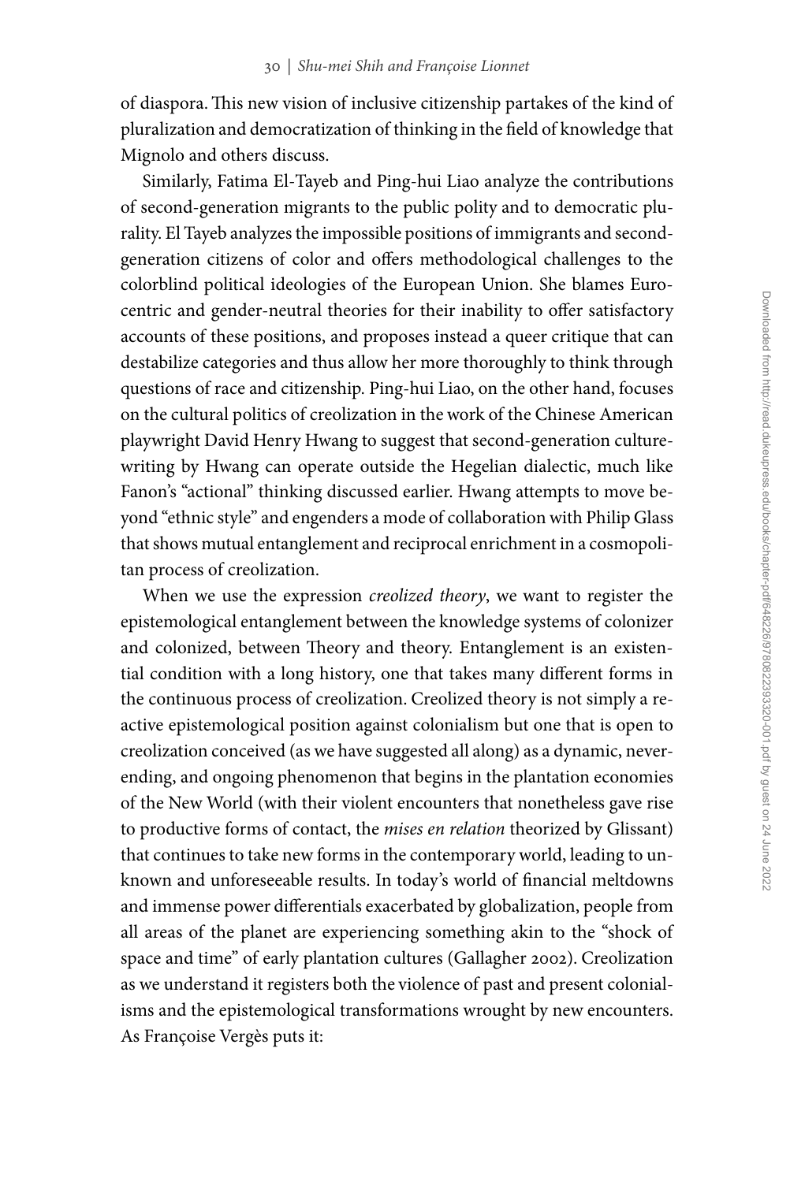of diaspora. This new vision of inclusive citizenship partakes of the kind of pluralization and democratization of thinking in the field of knowledge that Mignolo and others discuss.

Similarly, Fatima El-Tayeb and Ping-hui Liao analyze the contributions of second-generation migrants to the public polity and to democratic plurality. El Tayeb analyzes the impossible positions of immigrants and second-generation citizens of color and offers methodological challenges to the colorblind political ideologies of the European Union. She blames Eurocentric and gender-neutral theories for their inability to offer satisfactory accounts of these positions, and proposes instead a queer critique that can destabilize categories and thus allow her more thoroughly to think through questions of race and citizenship. Ping-hui Liao, on the other hand, focuses on the cultural politics of creolization in the work of the Chinese American playwright David Henry Hwang to suggest that second-generation culture-writing by Hwang can operate outside the Hegelian dialectic, much like Fanon's "actional" thinking discussed earlier. Hwang attempts to move beyond "ethnic style" and engenders a mode of collaboration with Philip Glass that shows mutual entanglement and reciprocal enrichment in a cosmopolitan process of creolization.

When we use the expression *creolized theory*, we want to register the epistemological entanglement between the knowledge systems of colonizer and colonized, between Theory and theory. Entanglement is an existential condition with a long history, one that takes many different forms in the continuous process of creolization. Creolized theory is not simply a reactive epistemological position against colonialism but one that is open to creolization conceived (as we have suggested all along) as a dynamic, never-ending, and ongoing phenomenon that begins in the plantation economies of the New World (with their violent encounters that nonetheless gave rise to productive forms of contact, the *mises en relation* theorized by Glissant) that continues to take new forms in the contemporary world, leading to unknown and unforeseeable results. In today's world of financial meltdowns and immense power differentials exacerbated by globalization, people from all areas of the planet are experiencing something akin to the "shock of space and time" of early plantation cultures (Gallagher 2002). Creolization as we understand it registers both the violence of past and present colonialisms and the epistemological transformations wrought by new encounters. As Françoise Vergès puts it: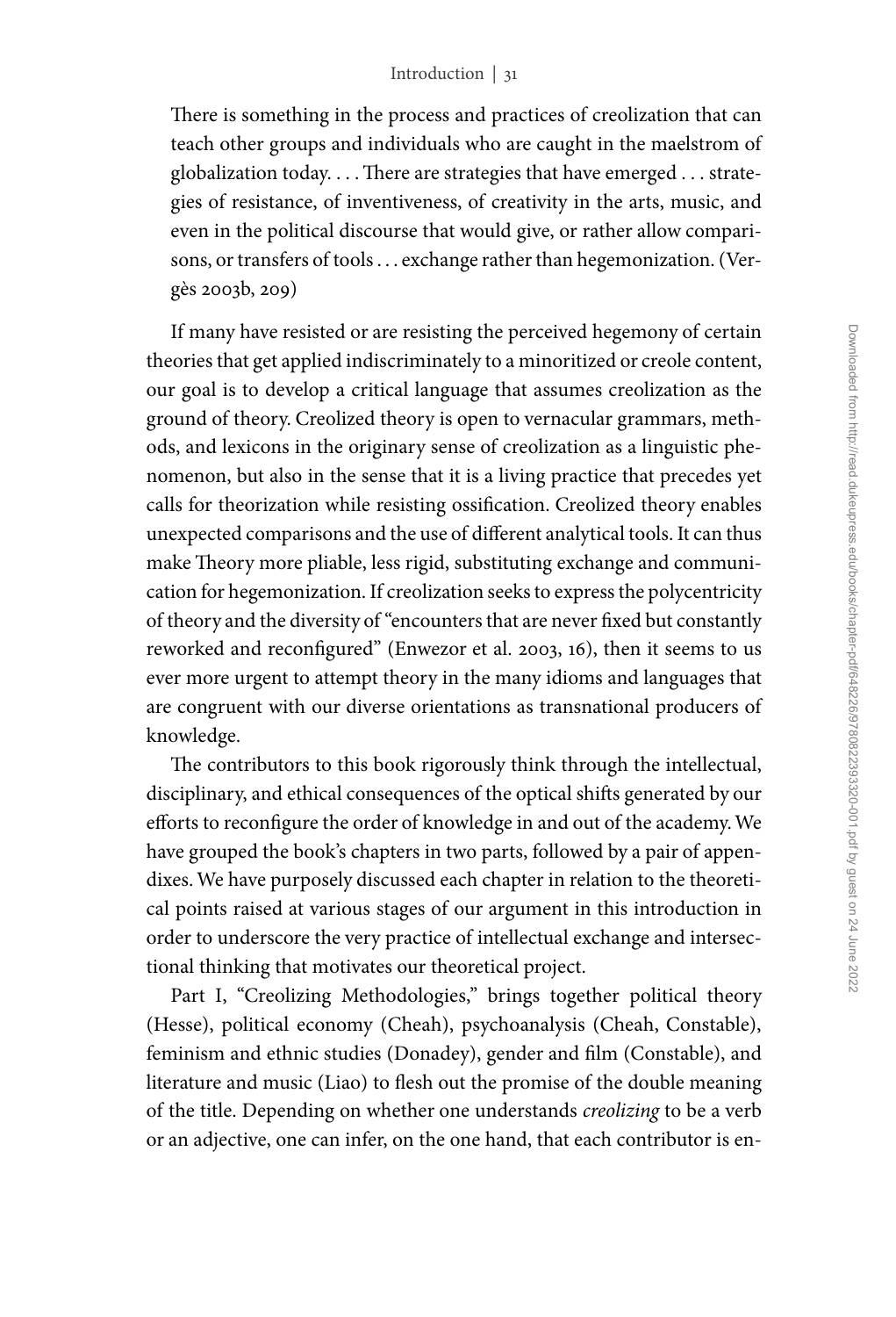> There is something in the process and practices of creolization that can teach other groups and individuals who are caught in the maelstrom of globalization today. . . . There are strategies that have emerged . . . strategies of resistance, of inventiveness, of creativity in the arts, music, and even in the political discourse that would give, or rather allow comparisons, or transfers of tools . . . exchange rather than hegemonization. (Vergès 2003b, 209)

If many have resisted or are resisting the perceived hegemony of certain theories that get applied indiscriminately to a minoritized or creole content, our goal is to develop a critical language that assumes creolization as the ground of theory. Creolized theory is open to vernacular grammars, methods, and lexicons in the originary sense of creolization as a linguistic phenomenon, but also in the sense that it is a living practice that precedes yet calls for theorization while resisting ossification. Creolized theory enables unexpected comparisons and the use of different analytical tools. It can thus make Theory more pliable, less rigid, substituting exchange and communication for hegemonization. If creolization seeks to express the polycentricity of theory and the diversity of "encounters that are never fixed but constantly reworked and reconfigured" (Enwezor et al. 2003, 16), then it seems to us ever more urgent to attempt theory in the many idioms and languages that are congruent with our diverse orientations as transnational producers of knowledge.

The contributors to this book rigorously think through the intellectual, disciplinary, and ethical consequences of the optical shifts generated by our efforts to reconfigure the order of knowledge in and out of the academy. We have grouped the book's chapters in two parts, followed by a pair of appendixes. We have purposely discussed each chapter in relation to the theoretical points raised at various stages of our argument in this introduction in order to underscore the very practice of intellectual exchange and intersectional thinking that motivates our theoretical project.

Part I, "Creolizing Methodologies," brings together political theory (Hesse), political economy (Cheah), psychoanalysis (Cheah, Constable), feminism and ethnic studies (Donadey), gender and film (Constable), and literature and music (Liao) to flesh out the promise of the double meaning of the title. Depending on whether one understands *creolizing* to be a verb or an adjective, one can infer, on the one hand, that each contributor is en-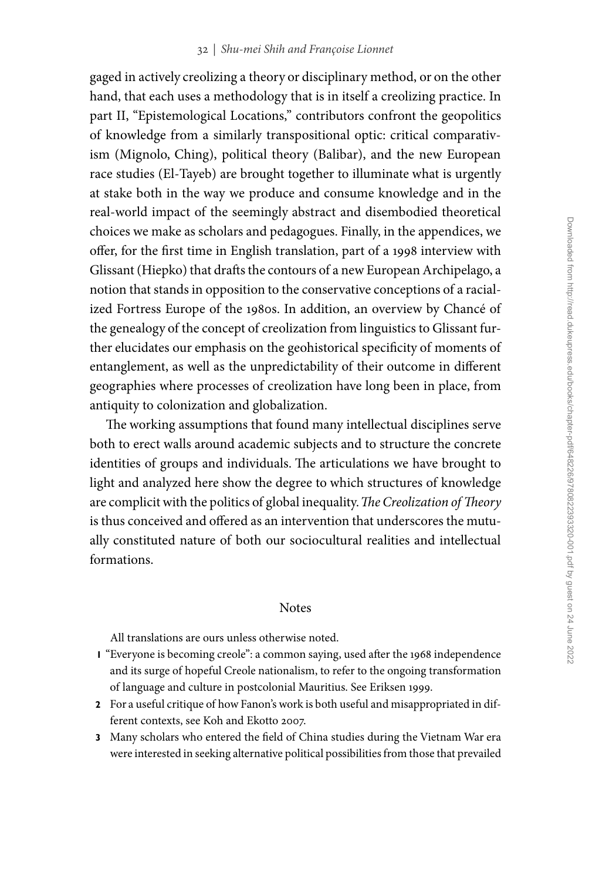gaged in actively creolizing a theory or disciplinary method, or on the other hand, that each uses a methodology that is in itself a creolizing practice. In part II, "Epistemological Locations," contributors confront the geopolitics of knowledge from a similarly transpositional optic: critical comparativism (Mignolo, Ching), political theory (Balibar), and the new European race studies (El-Tayeb) are brought together to illuminate what is urgently at stake both in the way we produce and consume knowledge and in the real-world impact of the seemingly abstract and disembodied theoretical choices we make as scholars and pedagogues. Finally, in the appendices, we offer, for the first time in English translation, part of a 1998 interview with Glissant (Hiepko) that drafts the contours of a new European Archipelago, a notion that stands in opposition to the conservative conceptions of a racialized Fortress Europe of the 1980s. In addition, an overview by Chancé of the genealogy of the concept of creolization from linguistics to Glissant further elucidates our emphasis on the geohistorical specificity of moments of entanglement, as well as the unpredictability of their outcome in different geographies where processes of creolization have long been in place, from antiquity to colonization and globalization.

The working assumptions that found many intellectual disciplines serve both to erect walls around academic subjects and to structure the concrete identities of groups and individuals. The articulations we have brought to light and analyzed here show the degree to which structures of knowledge are complicit with the politics of global inequality. *The Creolization of Theory* is thus conceived and offered as an intervention that underscores the mutually constituted nature of both our sociocultural realities and intellectual formations.

## Notes

All translations are ours unless otherwise noted.

1. "Everyone is becoming creole": a common saying, used after the 1968 independence and its surge of hopeful Creole nationalism, to refer to the ongoing transformation of language and culture in postcolonial Mauritius. See Eriksen 1999.
2. For a useful critique of how Fanon's work is both useful and misappropriated in different contexts, see Koh and Ekotto 2007.
3. Many scholars who entered the field of China studies during the Vietnam War era were interested in seeking alternative political possibilities from those that prevailed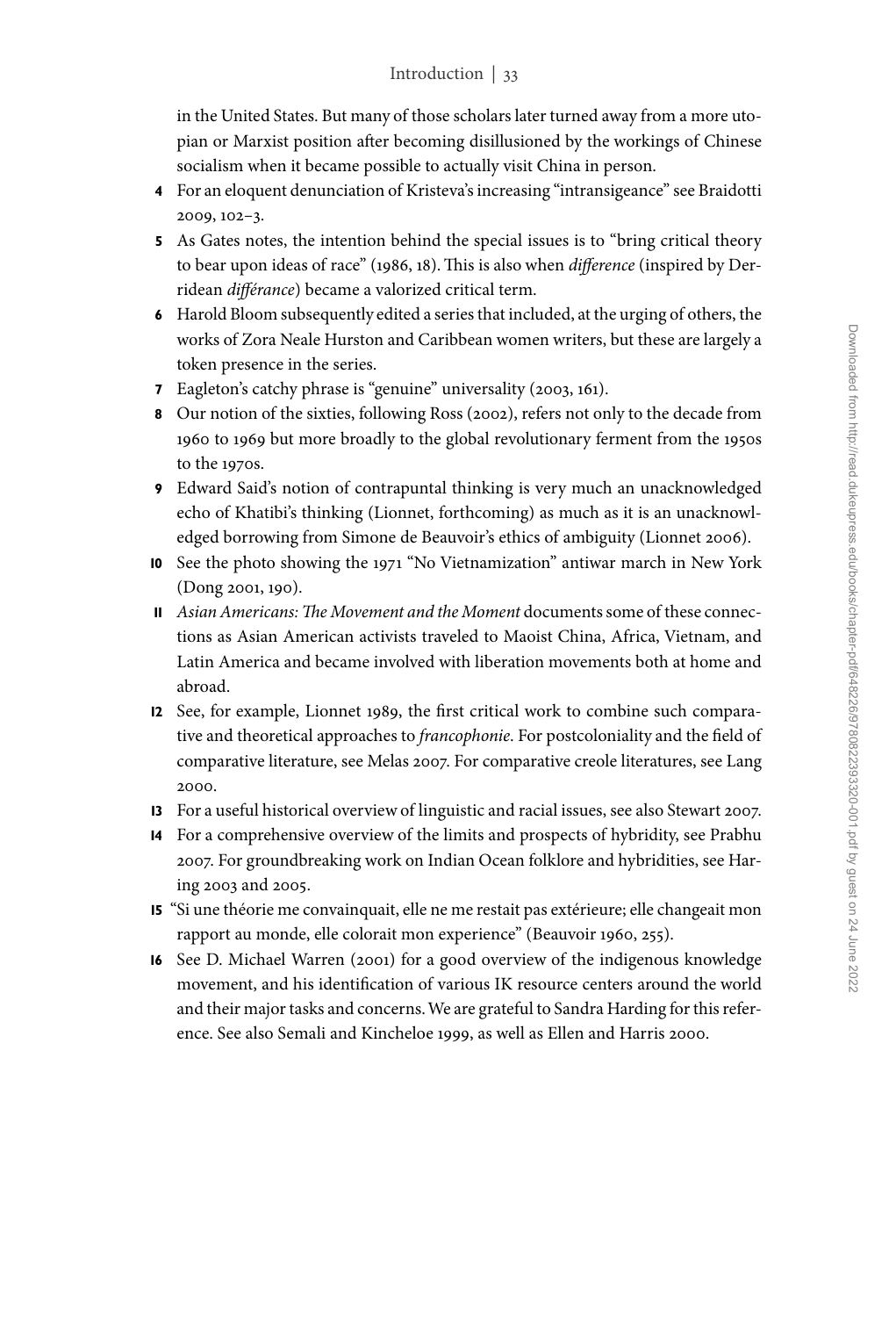in the United States. But many of those scholars later turned away from a more utopian or Marxist position after becoming disillusioned by the workings of Chinese socialism when it became possible to actually visit China in person.

**4** For an eloquent denunciation of Kristeva's increasing "intransigeance" see Braidotti 2009, 102–3.

**5** As Gates notes, the intention behind the special issues is to "bring critical theory to bear upon ideas of race" (1986, 18). This is also when *difference* (inspired by Derridean *différance*) became a valorized critical term.

**6** Harold Bloom subsequently edited a series that included, at the urging of others, the works of Zora Neale Hurston and Caribbean women writers, but these are largely a token presence in the series.

**7** Eagleton's catchy phrase is "genuine" universality (2003, 161).

**8** Our notion of the sixties, following Ross (2002), refers not only to the decade from 1960 to 1969 but more broadly to the global revolutionary ferment from the 1950s to the 1970s.

**9** Edward Said's notion of contrapuntal thinking is very much an unacknowledged echo of Khatibi's thinking (Lionnet, forthcoming) as much as it is an unacknowledged borrowing from Simone de Beauvoir's ethics of ambiguity (Lionnet 2006).

**10** See the photo showing the 1971 "No Vietnamization" antiwar march in New York (Dong 2001, 190).

**11** *Asian Americans: The Movement and the Moment* documents some of these connections as Asian American activists traveled to Maoist China, Africa, Vietnam, and Latin America and became involved with liberation movements both at home and abroad.

**12** See, for example, Lionnet 1989, the first critical work to combine such comparative and theoretical approaches to *francophonie*. For postcoloniality and the field of comparative literature, see Melas 2007. For comparative creole literatures, see Lang 2000.

**13** For a useful historical overview of linguistic and racial issues, see also Stewart 2007.

**14** For a comprehensive overview of the limits and prospects of hybridity, see Prabhu 2007. For groundbreaking work on Indian Ocean folklore and hybridities, see Haring 2003 and 2005.

**15** "Si une théorie me convainquait, elle ne me restait pas extérieure; elle changeait mon rapport au monde, elle colorait mon experience" (Beauvoir 1960, 255).

**16** See D. Michael Warren (2001) for a good overview of the indigenous knowledge movement, and his identification of various IK resource centers around the world and their major tasks and concerns. We are grateful to Sandra Harding for this reference. See also Semali and Kincheloe 1999, as well as Ellen and Harris 2000.